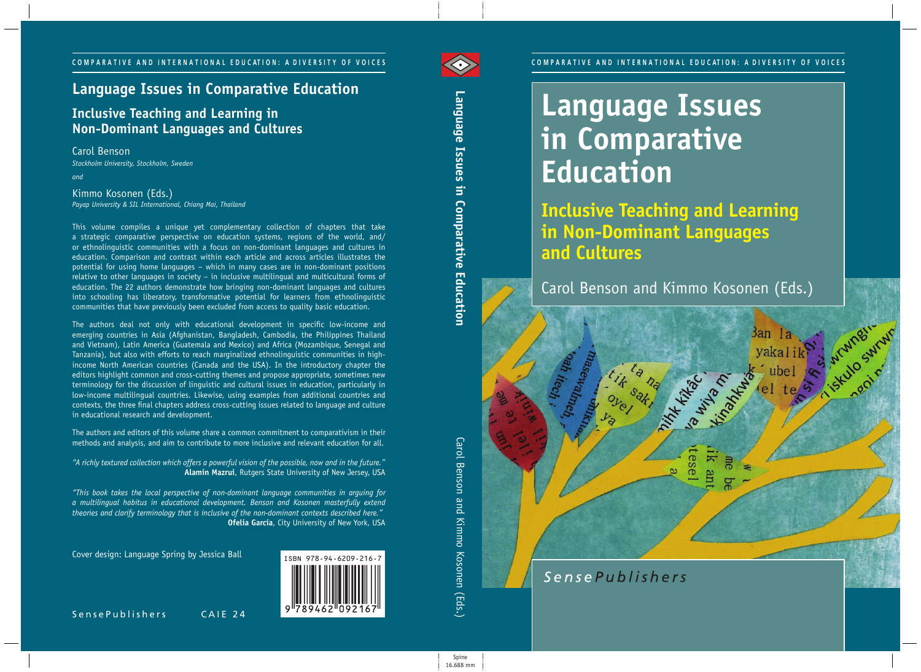COMPARATIVE AND INTERNATIONAL EDUCATION: A DIVERSITY OF VOICES

# Language Issues in Comparative Education

## Inclusive Teaching and Learning in Non-Dominant Languages and Cultures

Carol Benson
*Stockholm University, Stockholm, Sweden*

*and*

Kimmo Kosonen (Eds.)
*Payap University & SIL International, Chiang Mai, Thailand*

This volume compiles a unique yet complementary collection of chapters that take a strategic comparative perspective on education systems, regions of the world, and/or ethnolinguistic communities with a focus on non-dominant languages and cultures in education. Comparison and contrast within each article and across articles illustrates the potential for using home languages – which in many cases are in non-dominant positions relative to other languages in society – in inclusive multilingual and multicultural forms of education. The 22 authors demonstrate how bringing non-dominant languages and cultures into schooling has liberatory, transformative potential for learners from ethnolinguistic communities that have previously been excluded from access to quality basic education.

The authors deal not only with educational development in specific low-income and emerging countries in Asia (Afghanistan, Bangladesh, Cambodia, the Philippines Thailand and Vietnam), Latin America (Guatemala and Mexico) and Africa (Mozambique, Senegal and Tanzania), but also with efforts to reach marginalized ethnolinguistic communities in high-income North American countries (Canada and the USA). In the introductory chapter the editors highlight common and cross-cutting themes and propose appropriate, sometimes new terminology for the discussion of linguistic and cultural issues in education, particularly in low-income multilingual countries. Likewise, using examples from additional countries and contexts, the three final chapters address cross-cutting issues related to language and culture in educational research and development.

The authors and editors of this volume share a common commitment to comparativism in their methods and analysis, and aim to contribute to more inclusive and relevant education for all.

*"A richly textured collection which offers a powerful vision of the possible, now and in the future."*
**Alamin Mazrui**, Rutgers State University of New Jersey, USA

*"This book takes the local perspective of non-dominant language communities in arguing for a multilingual habitus in educational development. Benson and Kosonen masterfully extend theories and clarify terminology that is inclusive of the non-dominant contexts described here."*
**Ofelia García**, City University of New York, USA

Cover design: Language Spring by Jessica Ball

ISBN 978-94-6209-216-7

SensePublishers CAIE 24

Language Issues in Comparative Education — Carol Benson and Kimmo Kosonen (Eds.)

COMPARATIVE AND INTERNATIONAL EDUCATION: A DIVERSITY OF VOICES

# Language Issues in Comparative Education

## Inclusive Teaching and Learning in Non-Dominant Languages and Cultures

Carol Benson and Kimmo Kosonen (Eds.)

*SensePublishers*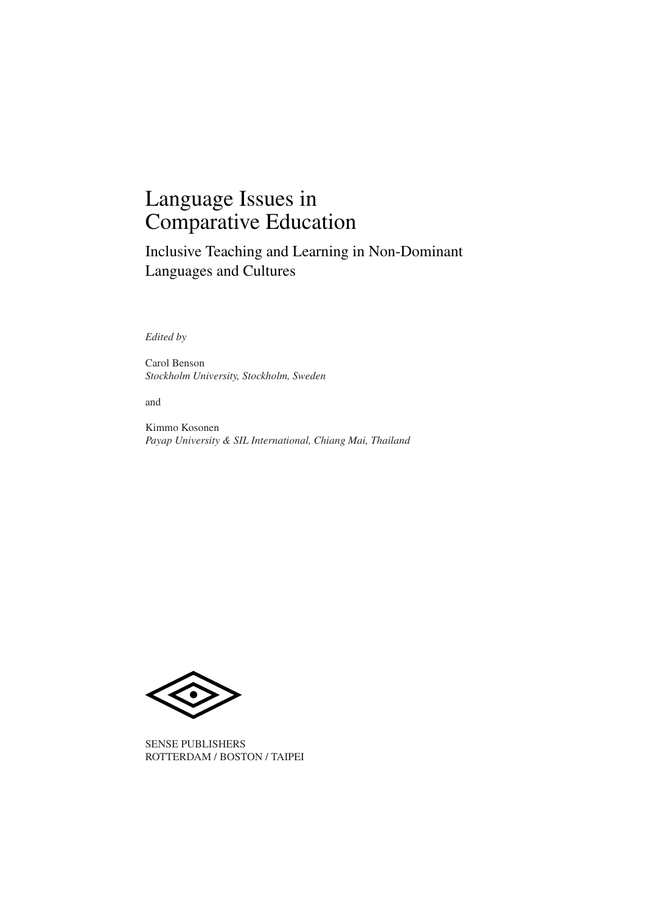# Language Issues in Comparative Education

## Inclusive Teaching and Learning in Non-Dominant Languages and Cultures

*Edited by*

Carol Benson
*Stockholm University, Stockholm, Sweden*

and

Kimmo Kosonen
*Payap University & SIL International, Chiang Mai, Thailand*

SENSE PUBLISHERS
ROTTERDAM / BOSTON / TAIPEI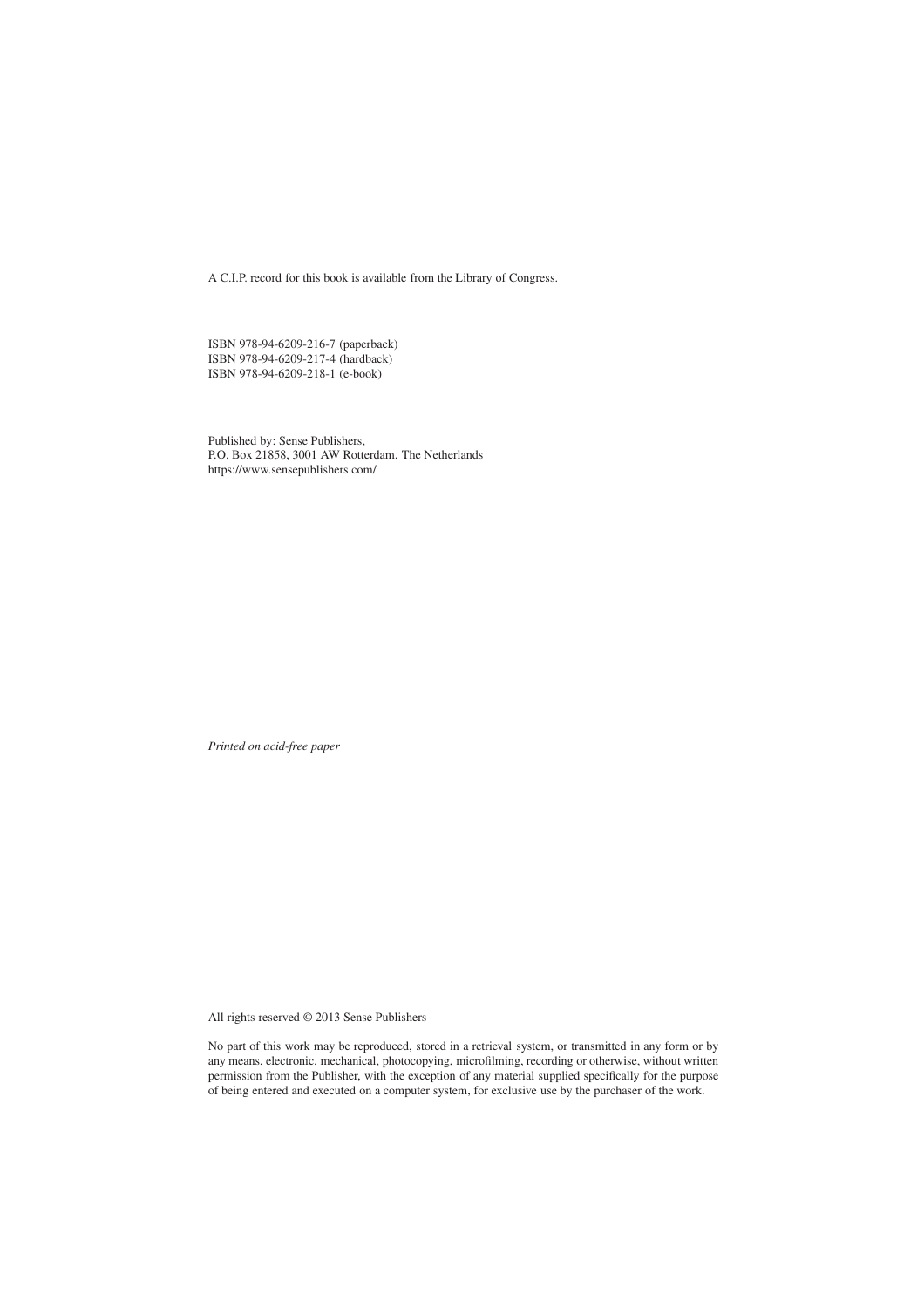A C.I.P. record for this book is available from the Library of Congress.

ISBN 978-94-6209-216-7 (paperback)
ISBN 978-94-6209-217-4 (hardback)
ISBN 978-94-6209-218-1 (e-book)

Published by: Sense Publishers,
P.O. Box 21858, 3001 AW Rotterdam, The Netherlands
https://www.sensepublishers.com/

*Printed on acid-free paper*

All rights reserved © 2013 Sense Publishers

No part of this work may be reproduced, stored in a retrieval system, or transmitted in any form or by any means, electronic, mechanical, photocopying, microfilming, recording or otherwise, without written permission from the Publisher, with the exception of any material supplied specifically for the purpose of being entered and executed on a computer system, for exclusive use by the purchaser of the work.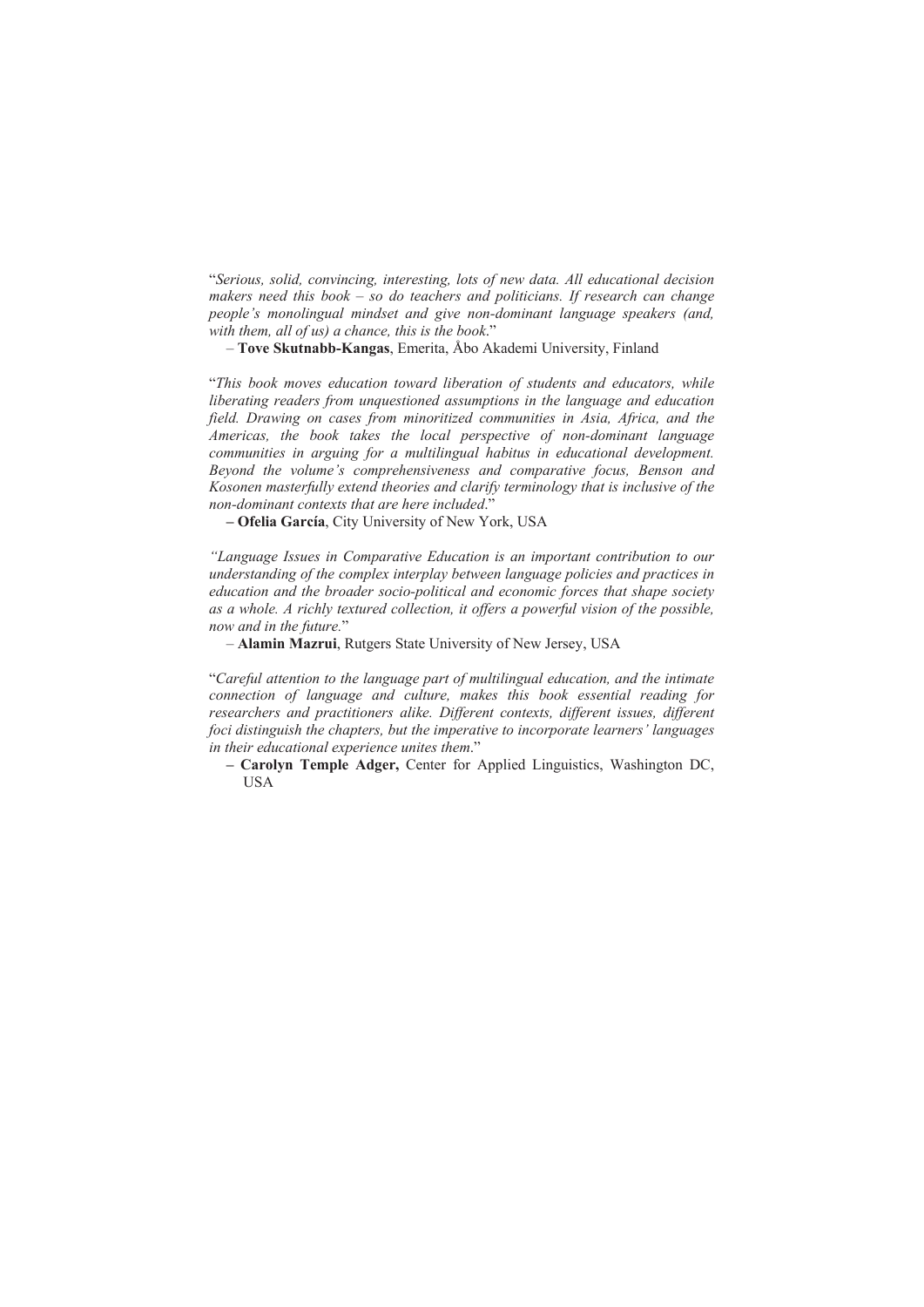"*Serious, solid, convincing, interesting, lots of new data. All educational decision makers need this book – so do teachers and politicians. If research can change people's monolingual mindset and give non-dominant language speakers (and, with them, all of us) a chance, this is the book*."

– **Tove Skutnabb-Kangas**, Emerita, Åbo Akademi University, Finland

"*This book moves education toward liberation of students and educators, while liberating readers from unquestioned assumptions in the language and education field. Drawing on cases from minoritized communities in Asia, Africa, and the Americas, the book takes the local perspective of non-dominant language communities in arguing for a multilingual habitus in educational development. Beyond the volume's comprehensiveness and comparative focus, Benson and Kosonen masterfully extend theories and clarify terminology that is inclusive of the non-dominant contexts that are here included*."

**– Ofelia García**, City University of New York, USA

*"Language Issues in Comparative Education is an important contribution to our understanding of the complex interplay between language policies and practices in education and the broader socio-political and economic forces that shape society as a whole. A richly textured collection, it offers a powerful vision of the possible, now and in the future.*"

– **Alamin Mazrui**, Rutgers State University of New Jersey, USA

"*Careful attention to the language part of multilingual education, and the intimate connection of language and culture, makes this book essential reading for researchers and practitioners alike. Different contexts, different issues, different foci distinguish the chapters, but the imperative to incorporate learners' languages in their educational experience unites them*."

**– Carolyn Temple Adger,** Center for Applied Linguistics, Washington DC, USA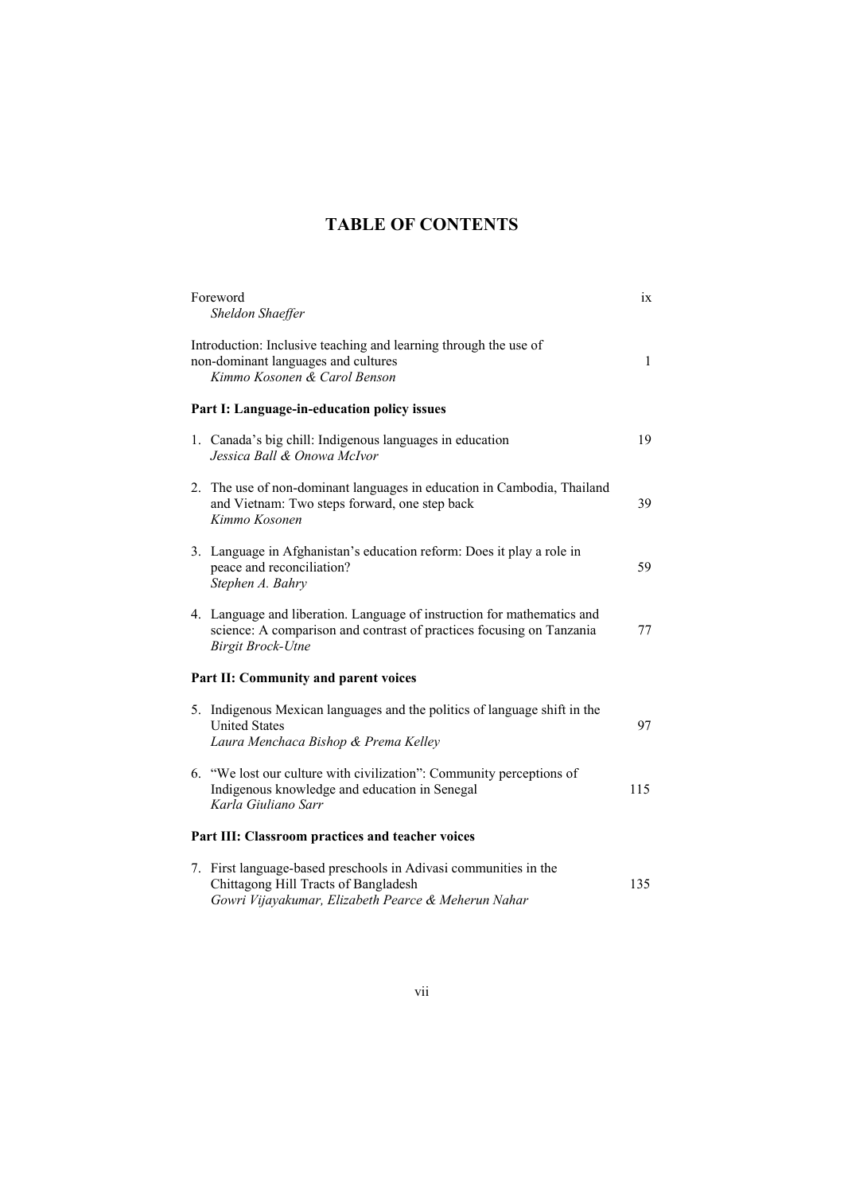# TABLE OF CONTENTS

Foreword ix
*Sheldon Shaeffer*

Introduction: Inclusive teaching and learning through the use of non-dominant languages and cultures 1
*Kimmo Kosonen & Carol Benson*

**Part I: Language-in-education policy issues**

1. Canada's big chill: Indigenous languages in education 19
   *Jessica Ball & Onowa McIvor*

2. The use of non-dominant languages in education in Cambodia, Thailand and Vietnam: Two steps forward, one step back 39
   *Kimmo Kosonen*

3. Language in Afghanistan's education reform: Does it play a role in peace and reconciliation? 59
   *Stephen A. Bahry*

4. Language and liberation. Language of instruction for mathematics and science: A comparison and contrast of practices focusing on Tanzania 77
   *Birgit Brock-Utne*

**Part II: Community and parent voices**

5. Indigenous Mexican languages and the politics of language shift in the United States 97
   *Laura Menchaca Bishop & Prema Kelley*

6. "We lost our culture with civilization": Community perceptions of Indigenous knowledge and education in Senegal 115
   *Karla Giuliano Sarr*

**Part III: Classroom practices and teacher voices**

7. First language-based preschools in Adivasi communities in the Chittagong Hill Tracts of Bangladesh 135
   *Gowri Vijayakumar, Elizabeth Pearce & Meherun Nahar*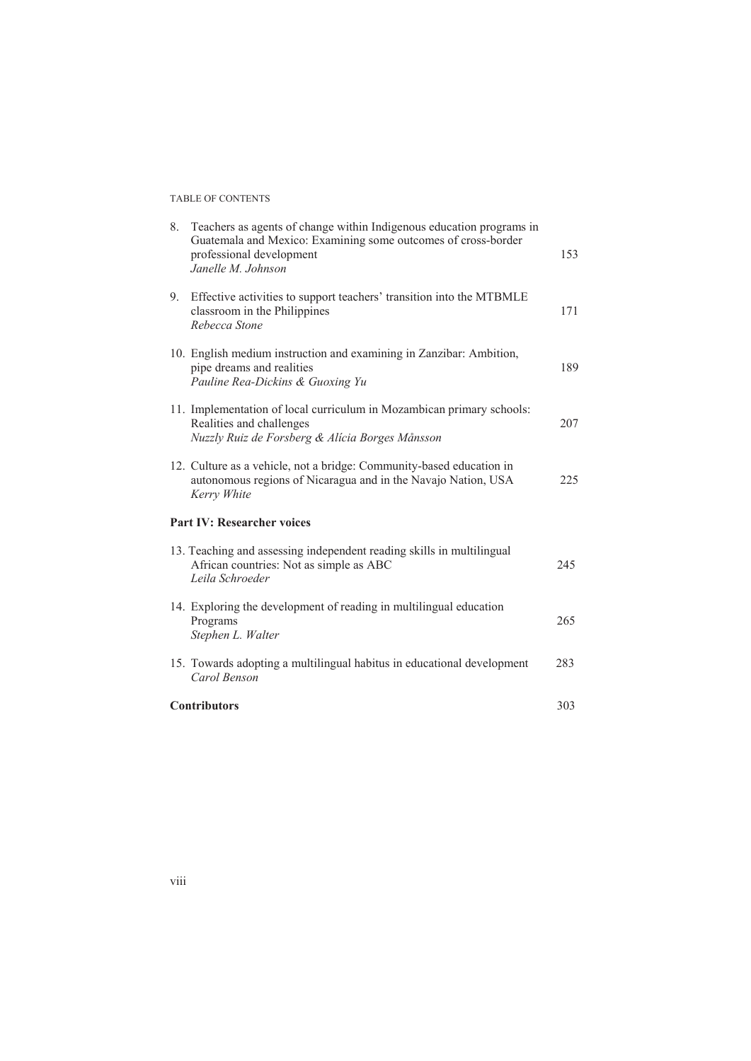8. Teachers as agents of change within Indigenous education programs in Guatemala and Mexico: Examining some outcomes of cross-border professional development — 153
   *Janelle M. Johnson*

9. Effective activities to support teachers' transition into the MTBMLE classroom in the Philippines — 171
   *Rebecca Stone*

10. English medium instruction and examining in Zanzibar: Ambition, pipe dreams and realities — 189
    *Pauline Rea-Dickins & Guoxing Yu*

11. Implementation of local curriculum in Mozambican primary schools: Realities and challenges — 207
    *Nuzzly Ruiz de Forsberg & Alícia Borges Månsson*

12. Culture as a vehicle, not a bridge: Community-based education in autonomous regions of Nicaragua and in the Navajo Nation, USA — 225
    *Kerry White*

**Part IV: Researcher voices**

13. Teaching and assessing independent reading skills in multilingual African countries: Not as simple as ABC — 245
    *Leila Schroeder*

14. Exploring the development of reading in multilingual education Programs — 265
    *Stephen L. Walter*

15. Towards adopting a multilingual habitus in educational development — 283
    *Carol Benson*

**Contributors** — 303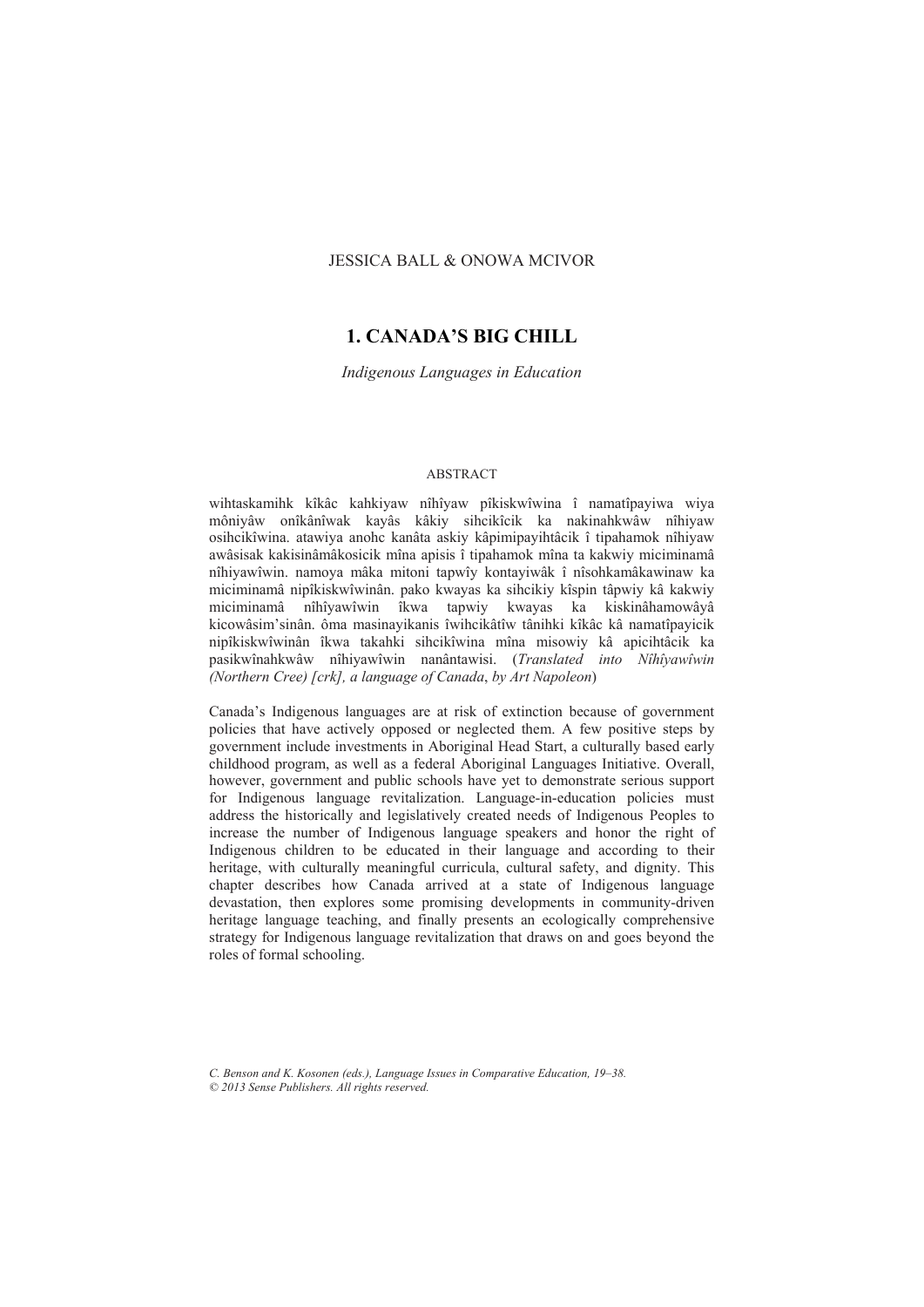JESSICA BALL & ONOWA MCIVOR

# 1. CANADA'S BIG CHILL

*Indigenous Languages in Education*

## ABSTRACT

wihtaskamihk kîkâc kahkiyaw nîhîyaw pîkiskwîwina î namatîpayiwa wiya môniyâw onîkânîwak kayâs kâkiy sihcikîcik ka nakinahkwâw nîhiyaw osihcikîwina. atawiya anohc kanâta askiy kâpimipayihtâcik î tipahamok nîhiyaw awâsisak kakisinâmâkosicik mîna apisis î tipahamok mîna ta kakwiy miciminamâ nîhiyawîwin. namoya mâka mitoni tapwîy kontayiwâk î nîsohkamâkawinaw ka miciminamâ nipîkiskwîwinân. pako kwayas ka sihcikiy kîspin tâpwiy kâ kakwiy miciminamâ nîhîyawîwin îkwa tapwiy kwayas ka kiskinâhamowâyâ kicowâsim'sinân. ôma masinayikanis îwihcikâtîw tânihki kîkâc kâ namatîpayicik nipîkiskwîwinân îkwa takahki sihcikîwina mîna misowiy kâ apicihtâcik ka pasikwînahkwâw nîhiyawîwin nanântawisi. (*Translated into Nîhîyawîwin (Northern Cree) [crk], a language of Canada*, *by Art Napoleon*)

Canada's Indigenous languages are at risk of extinction because of government policies that have actively opposed or neglected them. A few positive steps by government include investments in Aboriginal Head Start, a culturally based early childhood program, as well as a federal Aboriginal Languages Initiative. Overall, however, government and public schools have yet to demonstrate serious support for Indigenous language revitalization. Language-in-education policies must address the historically and legislatively created needs of Indigenous Peoples to increase the number of Indigenous language speakers and honor the right of Indigenous children to be educated in their language and according to their heritage, with culturally meaningful curricula, cultural safety, and dignity. This chapter describes how Canada arrived at a state of Indigenous language devastation, then explores some promising developments in community-driven heritage language teaching, and finally presents an ecologically comprehensive strategy for Indigenous language revitalization that draws on and goes beyond the roles of formal schooling.

*C. Benson and K. Kosonen (eds.), Language Issues in Comparative Education, 19–38.*
*© 2013 Sense Publishers. All rights reserved.*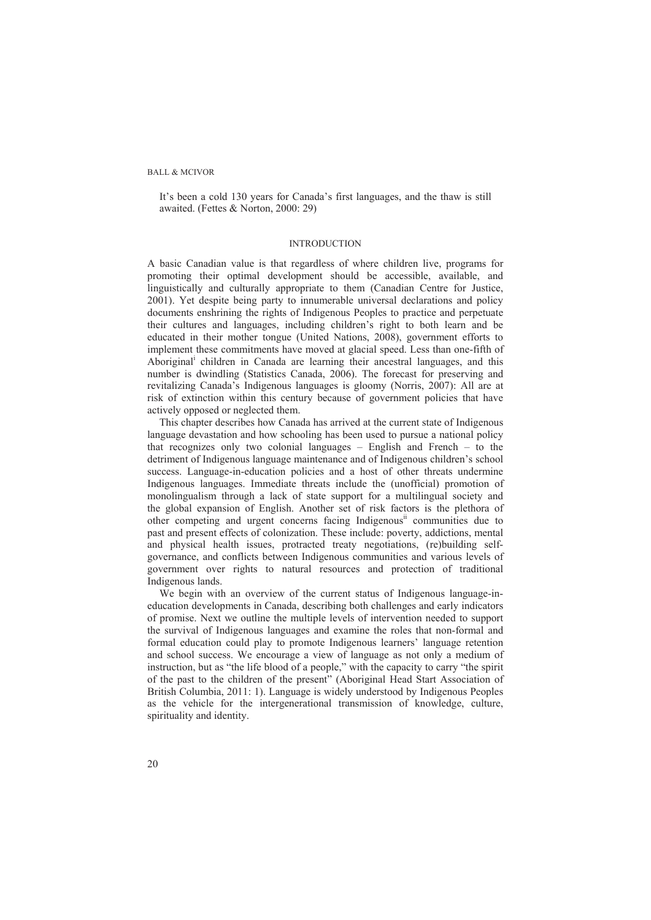It's been a cold 130 years for Canada's first languages, and the thaw is still awaited. (Fettes & Norton, 2000: 29)

## INTRODUCTION

A basic Canadian value is that regardless of where children live, programs for promoting their optimal development should be accessible, available, and linguistically and culturally appropriate to them (Canadian Centre for Justice, 2001). Yet despite being party to innumerable universal declarations and policy documents enshrining the rights of Indigenous Peoples to practice and perpetuate their cultures and languages, including children's right to both learn and be educated in their mother tongue (United Nations, 2008), government efforts to implement these commitments have moved at glacial speed. Less than one-fifth of Aboriginal[i] children in Canada are learning their ancestral languages, and this number is dwindling (Statistics Canada, 2006). The forecast for preserving and revitalizing Canada's Indigenous languages is gloomy (Norris, 2007): All are at risk of extinction within this century because of government policies that have actively opposed or neglected them.

This chapter describes how Canada has arrived at the current state of Indigenous language devastation and how schooling has been used to pursue a national policy that recognizes only two colonial languages – English and French – to the detriment of Indigenous language maintenance and of Indigenous children's school success. Language-in-education policies and a host of other threats undermine Indigenous languages. Immediate threats include the (unofficial) promotion of monolingualism through a lack of state support for a multilingual society and the global expansion of English. Another set of risk factors is the plethora of other competing and urgent concerns facing Indigenous[ii] communities due to past and present effects of colonization. These include: poverty, addictions, mental and physical health issues, protracted treaty negotiations, (re)building self-governance, and conflicts between Indigenous communities and various levels of government over rights to natural resources and protection of traditional Indigenous lands.

We begin with an overview of the current status of Indigenous language-in-education developments in Canada, describing both challenges and early indicators of promise. Next we outline the multiple levels of intervention needed to support the survival of Indigenous languages and examine the roles that non-formal and formal education could play to promote Indigenous learners' language retention and school success. We encourage a view of language as not only a medium of instruction, but as "the life blood of a people," with the capacity to carry "the spirit of the past to the children of the present" (Aboriginal Head Start Association of British Columbia, 2011: 1). Language is widely understood by Indigenous Peoples as the vehicle for the intergenerational transmission of knowledge, culture, spirituality and identity.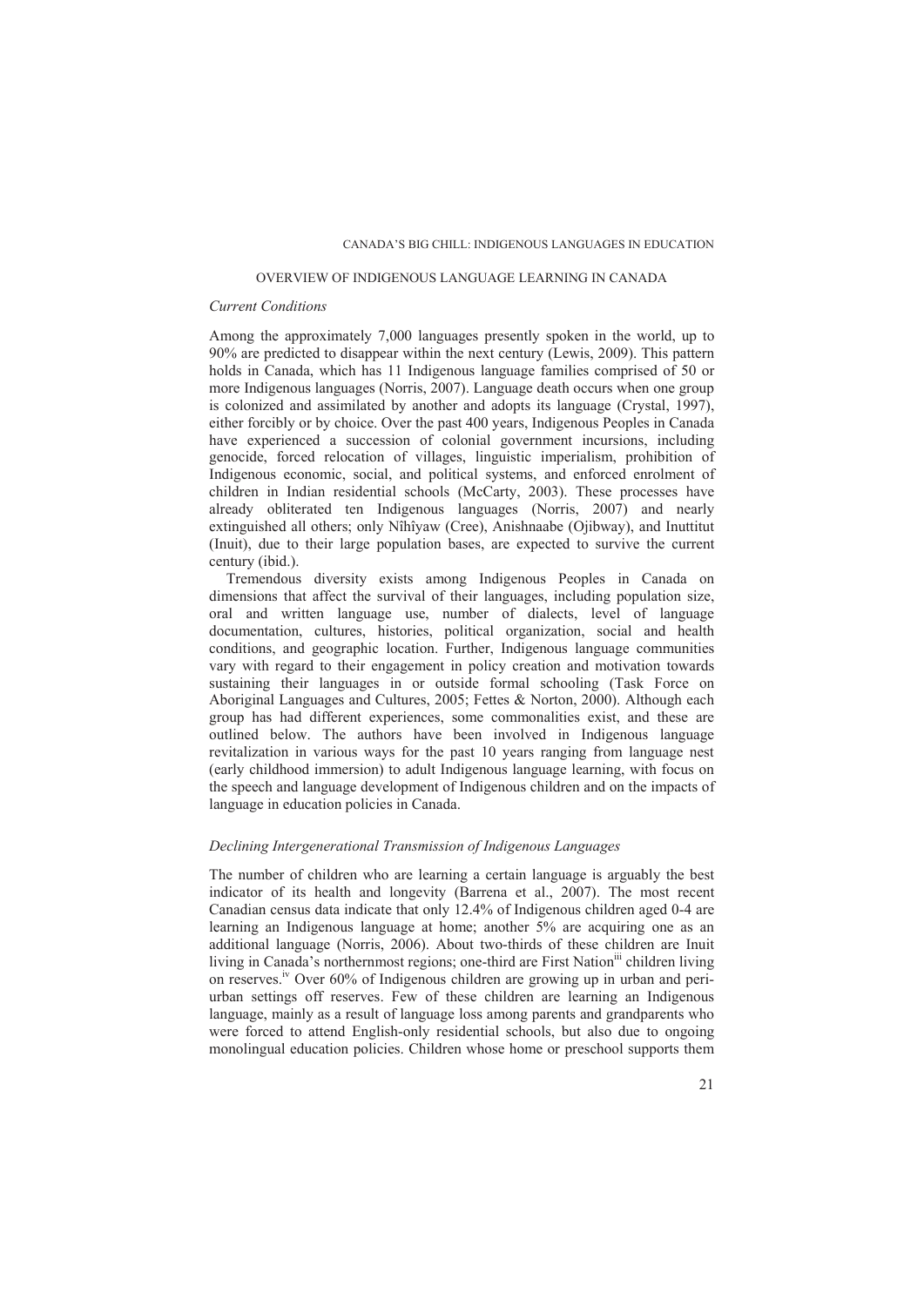## OVERVIEW OF INDIGENOUS LANGUAGE LEARNING IN CANADA

### *Current Conditions*

Among the approximately 7,000 languages presently spoken in the world, up to 90% are predicted to disappear within the next century (Lewis, 2009). This pattern holds in Canada, which has 11 Indigenous language families comprised of 50 or more Indigenous languages (Norris, 2007). Language death occurs when one group is colonized and assimilated by another and adopts its language (Crystal, 1997), either forcibly or by choice. Over the past 400 years, Indigenous Peoples in Canada have experienced a succession of colonial government incursions, including genocide, forced relocation of villages, linguistic imperialism, prohibition of Indigenous economic, social, and political systems, and enforced enrolment of children in Indian residential schools (McCarty, 2003). These processes have already obliterated ten Indigenous languages (Norris, 2007) and nearly extinguished all others; only Nîhîyaw (Cree), Anishnaabe (Ojibway), and Inuttitut (Inuit), due to their large population bases, are expected to survive the current century (ibid.).

Tremendous diversity exists among Indigenous Peoples in Canada on dimensions that affect the survival of their languages, including population size, oral and written language use, number of dialects, level of language documentation, cultures, histories, political organization, social and health conditions, and geographic location. Further, Indigenous language communities vary with regard to their engagement in policy creation and motivation towards sustaining their languages in or outside formal schooling (Task Force on Aboriginal Languages and Cultures, 2005; Fettes & Norton, 2000). Although each group has had different experiences, some commonalities exist, and these are outlined below. The authors have been involved in Indigenous language revitalization in various ways for the past 10 years ranging from language nest (early childhood immersion) to adult Indigenous language learning, with focus on the speech and language development of Indigenous children and on the impacts of language in education policies in Canada.

### *Declining Intergenerational Transmission of Indigenous Languages*

The number of children who are learning a certain language is arguably the best indicator of its health and longevity (Barrena et al., 2007). The most recent Canadian census data indicate that only 12.4% of Indigenous children aged 0-4 are learning an Indigenous language at home; another 5% are acquiring one as an additional language (Norris, 2006). About two-thirds of these children are Inuit living in Canada's northernmost regions; one-third are First Nation[iii] children living on reserves.[iv] Over 60% of Indigenous children are growing up in urban and peri-urban settings off reserves. Few of these children are learning an Indigenous language, mainly as a result of language loss among parents and grandparents who were forced to attend English-only residential schools, but also due to ongoing monolingual education policies. Children whose home or preschool supports them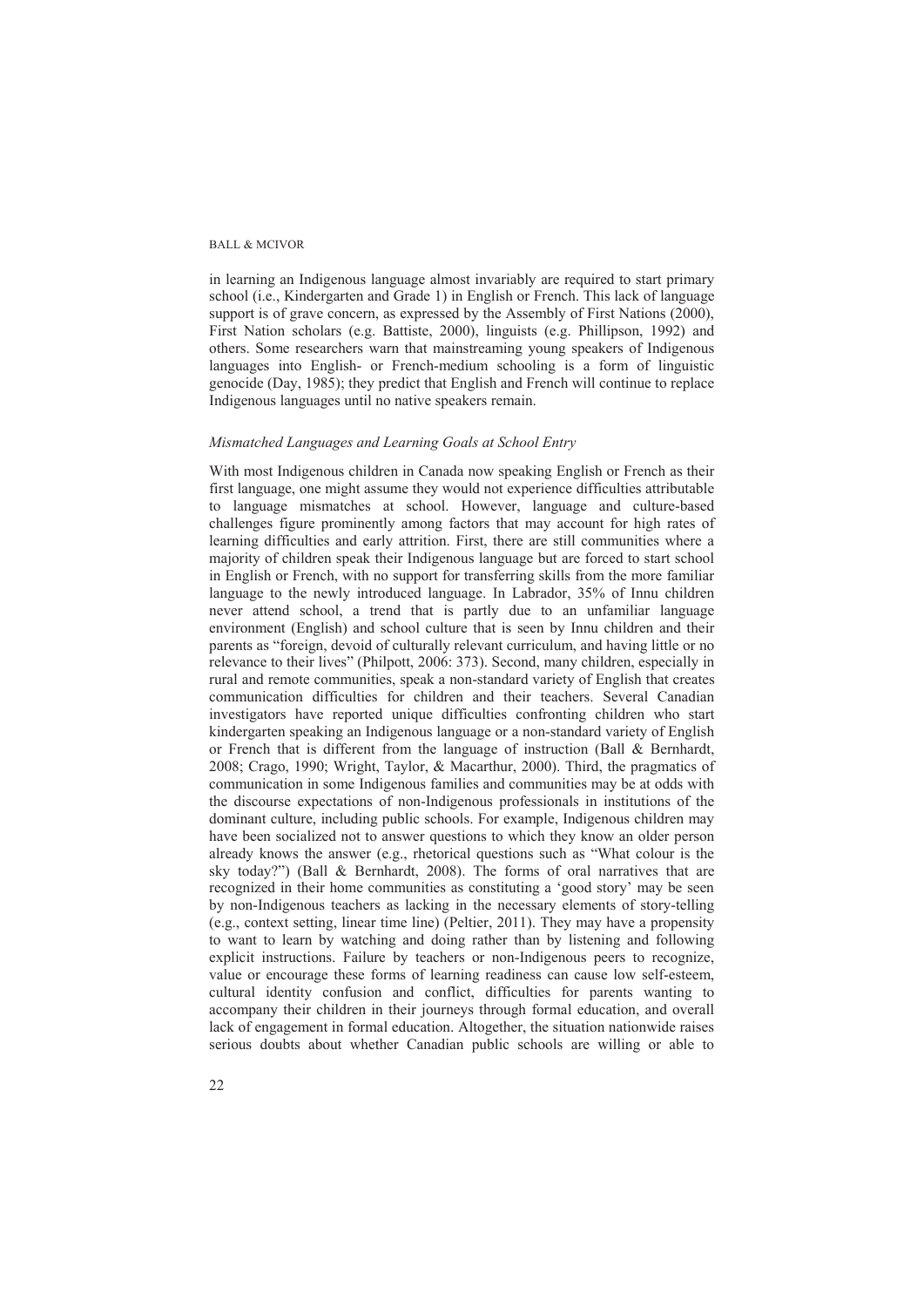in learning an Indigenous language almost invariably are required to start primary school (i.e., Kindergarten and Grade 1) in English or French. This lack of language support is of grave concern, as expressed by the Assembly of First Nations (2000), First Nation scholars (e.g. Battiste, 2000), linguists (e.g. Phillipson, 1992) and others. Some researchers warn that mainstreaming young speakers of Indigenous languages into English- or French-medium schooling is a form of linguistic genocide (Day, 1985); they predict that English and French will continue to replace Indigenous languages until no native speakers remain.

### *Mismatched Languages and Learning Goals at School Entry*

With most Indigenous children in Canada now speaking English or French as their first language, one might assume they would not experience difficulties attributable to language mismatches at school. However, language and culture-based challenges figure prominently among factors that may account for high rates of learning difficulties and early attrition. First, there are still communities where a majority of children speak their Indigenous language but are forced to start school in English or French, with no support for transferring skills from the more familiar language to the newly introduced language. In Labrador, 35% of Innu children never attend school, a trend that is partly due to an unfamiliar language environment (English) and school culture that is seen by Innu children and their parents as "foreign, devoid of culturally relevant curriculum, and having little or no relevance to their lives" (Philpott, 2006: 373). Second, many children, especially in rural and remote communities, speak a non-standard variety of English that creates communication difficulties for children and their teachers. Several Canadian investigators have reported unique difficulties confronting children who start kindergarten speaking an Indigenous language or a non-standard variety of English or French that is different from the language of instruction (Ball & Bernhardt, 2008; Crago, 1990; Wright, Taylor, & Macarthur, 2000). Third, the pragmatics of communication in some Indigenous families and communities may be at odds with the discourse expectations of non-Indigenous professionals in institutions of the dominant culture, including public schools. For example, Indigenous children may have been socialized not to answer questions to which they know an older person already knows the answer (e.g., rhetorical questions such as "What colour is the sky today?") (Ball & Bernhardt, 2008). The forms of oral narratives that are recognized in their home communities as constituting a 'good story' may be seen by non-Indigenous teachers as lacking in the necessary elements of story-telling (e.g., context setting, linear time line) (Peltier, 2011). They may have a propensity to want to learn by watching and doing rather than by listening and following explicit instructions. Failure by teachers or non-Indigenous peers to recognize, value or encourage these forms of learning readiness can cause low self-esteem, cultural identity confusion and conflict, difficulties for parents wanting to accompany their children in their journeys through formal education, and overall lack of engagement in formal education. Altogether, the situation nationwide raises serious doubts about whether Canadian public schools are willing or able to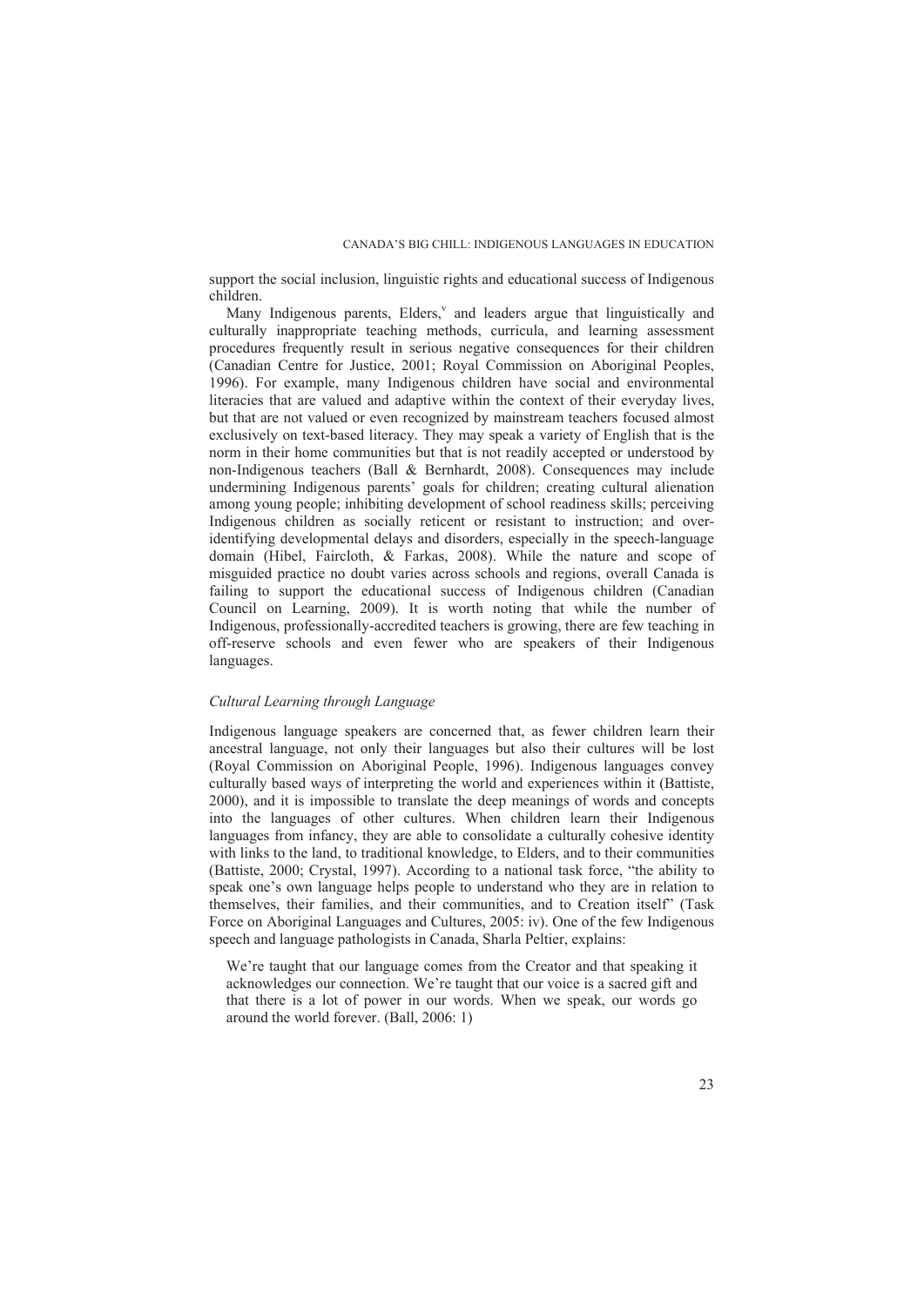support the social inclusion, linguistic rights and educational success of Indigenous children.

Many Indigenous parents, Elders,[v] and leaders argue that linguistically and culturally inappropriate teaching methods, curricula, and learning assessment procedures frequently result in serious negative consequences for their children (Canadian Centre for Justice, 2001; Royal Commission on Aboriginal Peoples, 1996). For example, many Indigenous children have social and environmental literacies that are valued and adaptive within the context of their everyday lives, but that are not valued or even recognized by mainstream teachers focused almost exclusively on text-based literacy. They may speak a variety of English that is the norm in their home communities but that is not readily accepted or understood by non-Indigenous teachers (Ball & Bernhardt, 2008). Consequences may include undermining Indigenous parents' goals for children; creating cultural alienation among young people; inhibiting development of school readiness skills; perceiving Indigenous children as socially reticent or resistant to instruction; and over-identifying developmental delays and disorders, especially in the speech-language domain (Hibel, Faircloth, & Farkas, 2008). While the nature and scope of misguided practice no doubt varies across schools and regions, overall Canada is failing to support the educational success of Indigenous children (Canadian Council on Learning, 2009). It is worth noting that while the number of Indigenous, professionally-accredited teachers is growing, there are few teaching in off-reserve schools and even fewer who are speakers of their Indigenous languages.

### *Cultural Learning through Language*

Indigenous language speakers are concerned that, as fewer children learn their ancestral language, not only their languages but also their cultures will be lost (Royal Commission on Aboriginal People, 1996). Indigenous languages convey culturally based ways of interpreting the world and experiences within it (Battiste, 2000), and it is impossible to translate the deep meanings of words and concepts into the languages of other cultures. When children learn their Indigenous languages from infancy, they are able to consolidate a culturally cohesive identity with links to the land, to traditional knowledge, to Elders, and to their communities (Battiste, 2000; Crystal, 1997). According to a national task force, "the ability to speak one's own language helps people to understand who they are in relation to themselves, their families, and their communities, and to Creation itself" (Task Force on Aboriginal Languages and Cultures, 2005: iv). One of the few Indigenous speech and language pathologists in Canada, Sharla Peltier, explains:

> We're taught that our language comes from the Creator and that speaking it acknowledges our connection. We're taught that our voice is a sacred gift and that there is a lot of power in our words. When we speak, our words go around the world forever. (Ball, 2006: 1)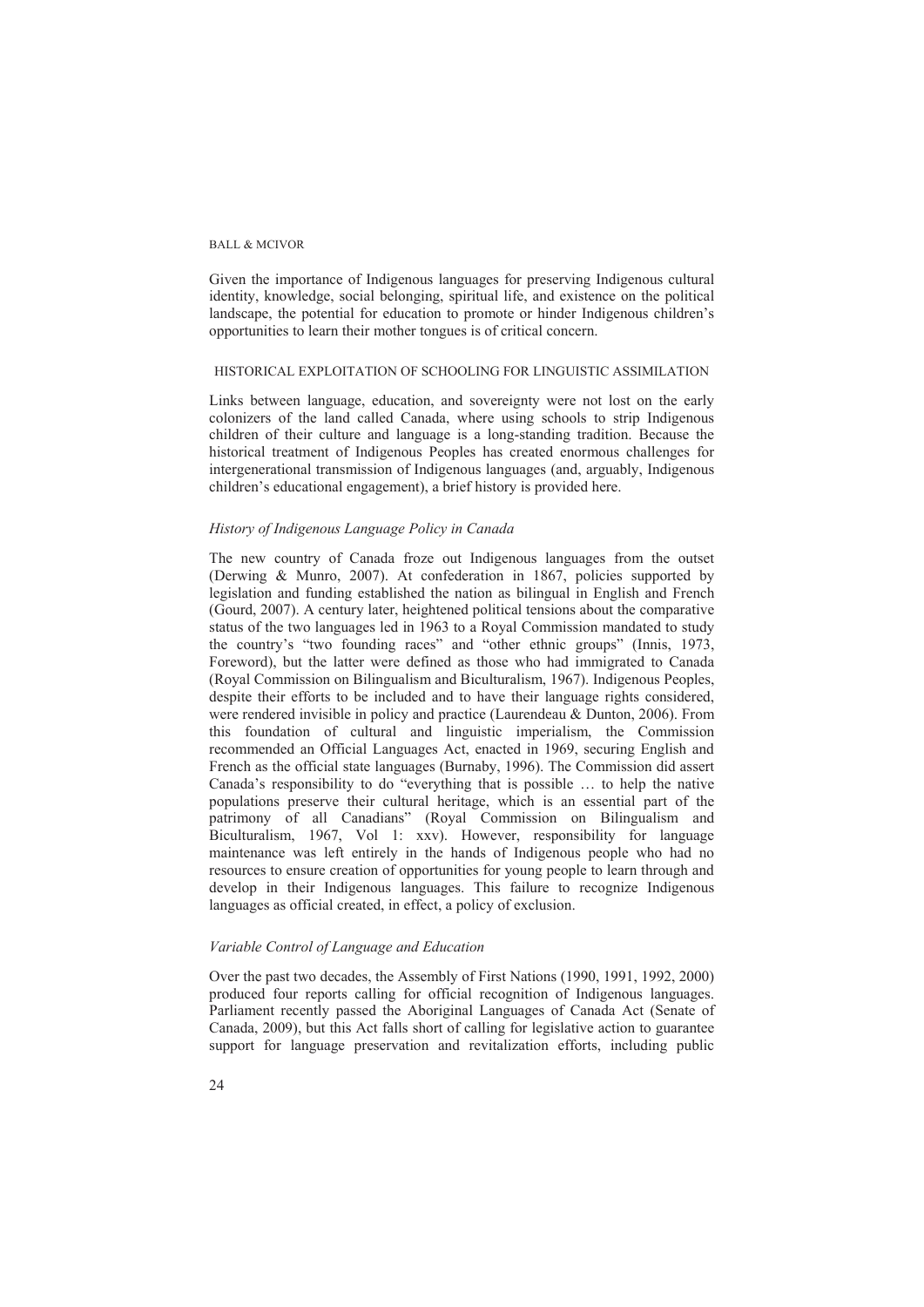Given the importance of Indigenous languages for preserving Indigenous cultural identity, knowledge, social belonging, spiritual life, and existence on the political landscape, the potential for education to promote or hinder Indigenous children's opportunities to learn their mother tongues is of critical concern.

## HISTORICAL EXPLOITATION OF SCHOOLING FOR LINGUISTIC ASSIMILATION

Links between language, education, and sovereignty were not lost on the early colonizers of the land called Canada, where using schools to strip Indigenous children of their culture and language is a long-standing tradition. Because the historical treatment of Indigenous Peoples has created enormous challenges for intergenerational transmission of Indigenous languages (and, arguably, Indigenous children's educational engagement), a brief history is provided here.

### *History of Indigenous Language Policy in Canada*

The new country of Canada froze out Indigenous languages from the outset (Derwing & Munro, 2007). At confederation in 1867, policies supported by legislation and funding established the nation as bilingual in English and French (Gourd, 2007). A century later, heightened political tensions about the comparative status of the two languages led in 1963 to a Royal Commission mandated to study the country's "two founding races" and "other ethnic groups" (Innis, 1973, Foreword), but the latter were defined as those who had immigrated to Canada (Royal Commission on Bilingualism and Biculturalism, 1967). Indigenous Peoples, despite their efforts to be included and to have their language rights considered, were rendered invisible in policy and practice (Laurendeau & Dunton, 2006). From this foundation of cultural and linguistic imperialism, the Commission recommended an Official Languages Act, enacted in 1969, securing English and French as the official state languages (Burnaby, 1996). The Commission did assert Canada's responsibility to do "everything that is possible … to help the native populations preserve their cultural heritage, which is an essential part of the patrimony of all Canadians" (Royal Commission on Bilingualism and Biculturalism, 1967, Vol 1: xxv). However, responsibility for language maintenance was left entirely in the hands of Indigenous people who had no resources to ensure creation of opportunities for young people to learn through and develop in their Indigenous languages. This failure to recognize Indigenous languages as official created, in effect, a policy of exclusion.

### *Variable Control of Language and Education*

Over the past two decades, the Assembly of First Nations (1990, 1991, 1992, 2000) produced four reports calling for official recognition of Indigenous languages. Parliament recently passed the Aboriginal Languages of Canada Act (Senate of Canada, 2009), but this Act falls short of calling for legislative action to guarantee support for language preservation and revitalization efforts, including public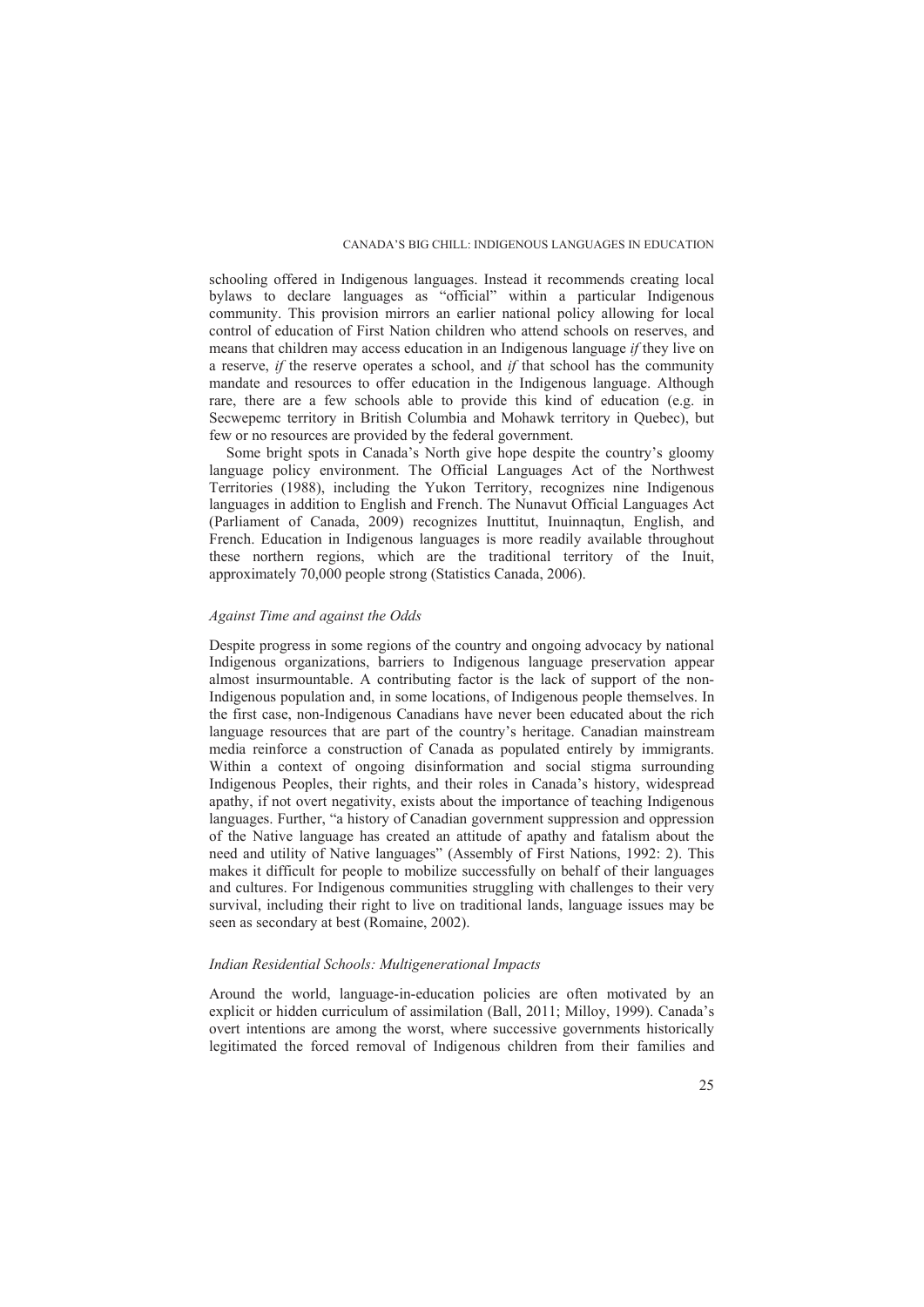schooling offered in Indigenous languages. Instead it recommends creating local bylaws to declare languages as "official" within a particular Indigenous community. This provision mirrors an earlier national policy allowing for local control of education of First Nation children who attend schools on reserves, and means that children may access education in an Indigenous language *if* they live on a reserve, *if* the reserve operates a school, and *if* that school has the community mandate and resources to offer education in the Indigenous language. Although rare, there are a few schools able to provide this kind of education (e.g. in Secwepemc territory in British Columbia and Mohawk territory in Quebec), but few or no resources are provided by the federal government.

Some bright spots in Canada's North give hope despite the country's gloomy language policy environment. The Official Languages Act of the Northwest Territories (1988), including the Yukon Territory, recognizes nine Indigenous languages in addition to English and French. The Nunavut Official Languages Act (Parliament of Canada, 2009) recognizes Inuttitut, Inuinnaqtun, English, and French. Education in Indigenous languages is more readily available throughout these northern regions, which are the traditional territory of the Inuit, approximately 70,000 people strong (Statistics Canada, 2006).

### *Against Time and against the Odds*

Despite progress in some regions of the country and ongoing advocacy by national Indigenous organizations, barriers to Indigenous language preservation appear almost insurmountable. A contributing factor is the lack of support of the non-Indigenous population and, in some locations, of Indigenous people themselves. In the first case, non-Indigenous Canadians have never been educated about the rich language resources that are part of the country's heritage. Canadian mainstream media reinforce a construction of Canada as populated entirely by immigrants. Within a context of ongoing disinformation and social stigma surrounding Indigenous Peoples, their rights, and their roles in Canada's history, widespread apathy, if not overt negativity, exists about the importance of teaching Indigenous languages. Further, "a history of Canadian government suppression and oppression of the Native language has created an attitude of apathy and fatalism about the need and utility of Native languages" (Assembly of First Nations, 1992: 2). This makes it difficult for people to mobilize successfully on behalf of their languages and cultures. For Indigenous communities struggling with challenges to their very survival, including their right to live on traditional lands, language issues may be seen as secondary at best (Romaine, 2002).

### *Indian Residential Schools: Multigenerational Impacts*

Around the world, language-in-education policies are often motivated by an explicit or hidden curriculum of assimilation (Ball, 2011; Milloy, 1999). Canada's overt intentions are among the worst, where successive governments historically legitimated the forced removal of Indigenous children from their families and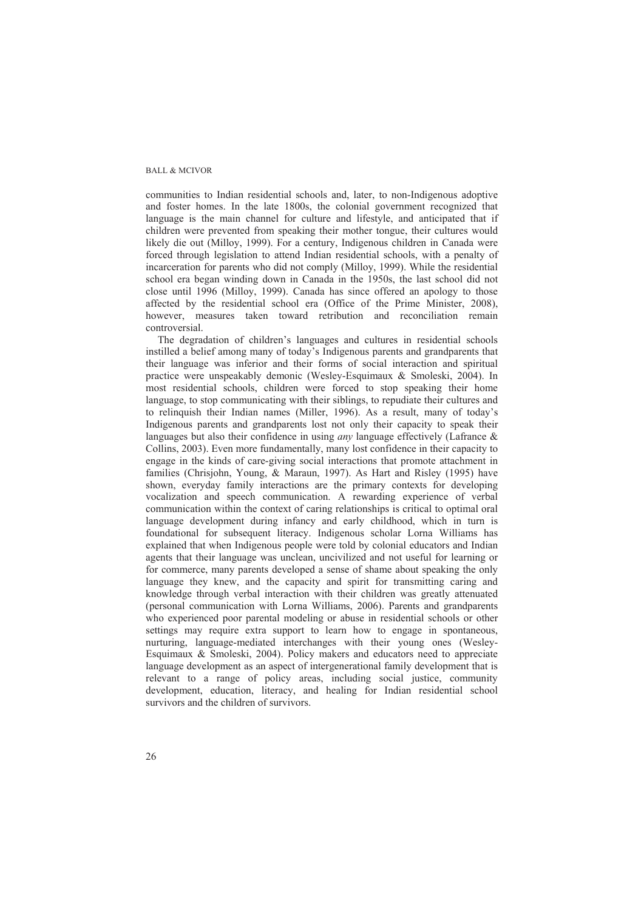communities to Indian residential schools and, later, to non-Indigenous adoptive and foster homes. In the late 1800s, the colonial government recognized that language is the main channel for culture and lifestyle, and anticipated that if children were prevented from speaking their mother tongue, their cultures would likely die out (Milloy, 1999). For a century, Indigenous children in Canada were forced through legislation to attend Indian residential schools, with a penalty of incarceration for parents who did not comply (Milloy, 1999). While the residential school era began winding down in Canada in the 1950s, the last school did not close until 1996 (Milloy, 1999). Canada has since offered an apology to those affected by the residential school era (Office of the Prime Minister, 2008), however, measures taken toward retribution and reconciliation remain controversial.

The degradation of children's languages and cultures in residential schools instilled a belief among many of today's Indigenous parents and grandparents that their language was inferior and their forms of social interaction and spiritual practice were unspeakably demonic (Wesley-Esquimaux & Smoleski, 2004). In most residential schools, children were forced to stop speaking their home language, to stop communicating with their siblings, to repudiate their cultures and to relinquish their Indian names (Miller, 1996). As a result, many of today's Indigenous parents and grandparents lost not only their capacity to speak their languages but also their confidence in using *any* language effectively (Lafrance & Collins, 2003). Even more fundamentally, many lost confidence in their capacity to engage in the kinds of care-giving social interactions that promote attachment in families (Chrisjohn, Young, & Maraun, 1997). As Hart and Risley (1995) have shown, everyday family interactions are the primary contexts for developing vocalization and speech communication. A rewarding experience of verbal communication within the context of caring relationships is critical to optimal oral language development during infancy and early childhood, which in turn is foundational for subsequent literacy. Indigenous scholar Lorna Williams has explained that when Indigenous people were told by colonial educators and Indian agents that their language was unclean, uncivilized and not useful for learning or for commerce, many parents developed a sense of shame about speaking the only language they knew, and the capacity and spirit for transmitting caring and knowledge through verbal interaction with their children was greatly attenuated (personal communication with Lorna Williams, 2006). Parents and grandparents who experienced poor parental modeling or abuse in residential schools or other settings may require extra support to learn how to engage in spontaneous, nurturing, language-mediated interchanges with their young ones (Wesley-Esquimaux & Smoleski, 2004). Policy makers and educators need to appreciate language development as an aspect of intergenerational family development that is relevant to a range of policy areas, including social justice, community development, education, literacy, and healing for Indian residential school survivors and the children of survivors.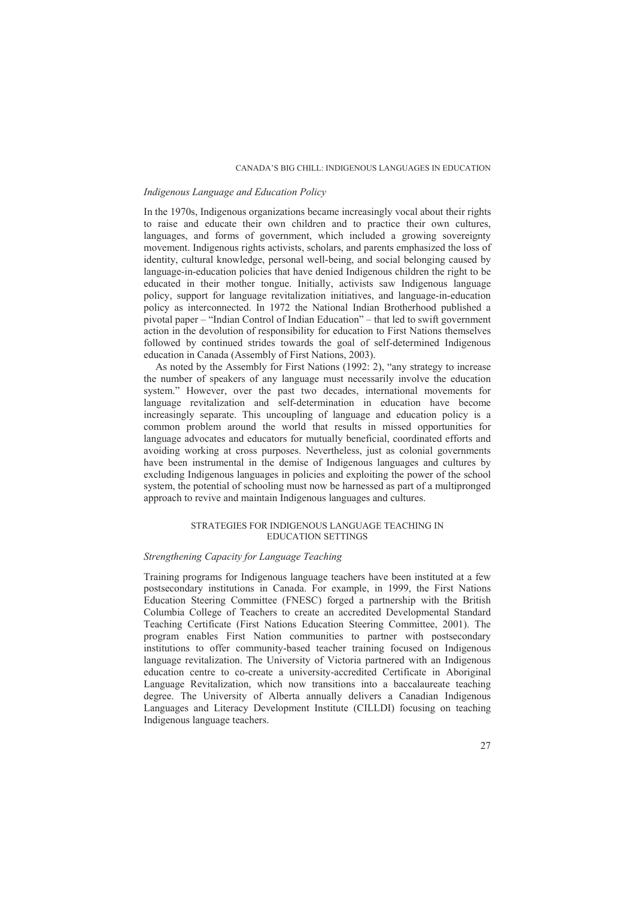### *Indigenous Language and Education Policy*

In the 1970s, Indigenous organizations became increasingly vocal about their rights to raise and educate their own children and to practice their own cultures, languages, and forms of government, which included a growing sovereignty movement. Indigenous rights activists, scholars, and parents emphasized the loss of identity, cultural knowledge, personal well-being, and social belonging caused by language-in-education policies that have denied Indigenous children the right to be educated in their mother tongue. Initially, activists saw Indigenous language policy, support for language revitalization initiatives, and language-in-education policy as interconnected. In 1972 the National Indian Brotherhood published a pivotal paper – "Indian Control of Indian Education" – that led to swift government action in the devolution of responsibility for education to First Nations themselves followed by continued strides towards the goal of self-determined Indigenous education in Canada (Assembly of First Nations, 2003).

As noted by the Assembly for First Nations (1992: 2), "any strategy to increase the number of speakers of any language must necessarily involve the education system." However, over the past two decades, international movements for language revitalization and self-determination in education have become increasingly separate. This uncoupling of language and education policy is a common problem around the world that results in missed opportunities for language advocates and educators for mutually beneficial, coordinated efforts and avoiding working at cross purposes. Nevertheless, just as colonial governments have been instrumental in the demise of Indigenous languages and cultures by excluding Indigenous languages in policies and exploiting the power of the school system, the potential of schooling must now be harnessed as part of a multipronged approach to revive and maintain Indigenous languages and cultures.

## STRATEGIES FOR INDIGENOUS LANGUAGE TEACHING IN EDUCATION SETTINGS

### *Strengthening Capacity for Language Teaching*

Training programs for Indigenous language teachers have been instituted at a few postsecondary institutions in Canada. For example, in 1999, the First Nations Education Steering Committee (FNESC) forged a partnership with the British Columbia College of Teachers to create an accredited Developmental Standard Teaching Certificate (First Nations Education Steering Committee, 2001). The program enables First Nation communities to partner with postsecondary institutions to offer community-based teacher training focused on Indigenous language revitalization. The University of Victoria partnered with an Indigenous education centre to co-create a university-accredited Certificate in Aboriginal Language Revitalization, which now transitions into a baccalaureate teaching degree. The University of Alberta annually delivers a Canadian Indigenous Languages and Literacy Development Institute (CILLDI) focusing on teaching Indigenous language teachers.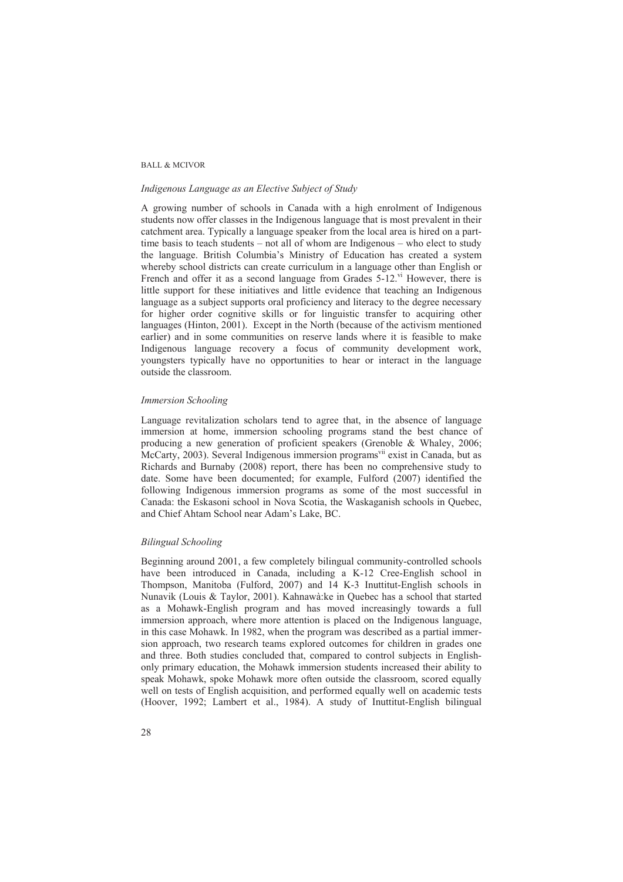*Indigenous Language as an Elective Subject of Study*

A growing number of schools in Canada with a high enrolment of Indigenous students now offer classes in the Indigenous language that is most prevalent in their catchment area. Typically a language speaker from the local area is hired on a part-time basis to teach students – not all of whom are Indigenous – who elect to study the language. British Columbia's Ministry of Education has created a system whereby school districts can create curriculum in a language other than English or French and offer it as a second language from Grades 5-12.[vi] However, there is little support for these initiatives and little evidence that teaching an Indigenous language as a subject supports oral proficiency and literacy to the degree necessary for higher order cognitive skills or for linguistic transfer to acquiring other languages (Hinton, 2001). Except in the North (because of the activism mentioned earlier) and in some communities on reserve lands where it is feasible to make Indigenous language recovery a focus of community development work, youngsters typically have no opportunities to hear or interact in the language outside the classroom.

*Immersion Schooling*

Language revitalization scholars tend to agree that, in the absence of language immersion at home, immersion schooling programs stand the best chance of producing a new generation of proficient speakers (Grenoble & Whaley, 2006; McCarty, 2003). Several Indigenous immersion programs[vii] exist in Canada, but as Richards and Burnaby (2008) report, there has been no comprehensive study to date. Some have been documented; for example, Fulford (2007) identified the following Indigenous immersion programs as some of the most successful in Canada: the Eskasoni school in Nova Scotia, the Waskaganish schools in Quebec, and Chief Ahtam School near Adam's Lake, BC.

*Bilingual Schooling*

Beginning around 2001, a few completely bilingual community-controlled schools have been introduced in Canada, including a K-12 Cree-English school in Thompson, Manitoba (Fulford, 2007) and 14 K-3 Inuttitut-English schools in Nunavik (Louis & Taylor, 2001). Kahnawà:ke in Quebec has a school that started as a Mohawk-English program and has moved increasingly towards a full immersion approach, where more attention is placed on the Indigenous language, in this case Mohawk. In 1982, when the program was described as a partial immersion approach, two research teams explored outcomes for children in grades one and three. Both studies concluded that, compared to control subjects in English-only primary education, the Mohawk immersion students increased their ability to speak Mohawk, spoke Mohawk more often outside the classroom, scored equally well on tests of English acquisition, and performed equally well on academic tests (Hoover, 1992; Lambert et al., 1984). A study of Inuttitut-English bilingual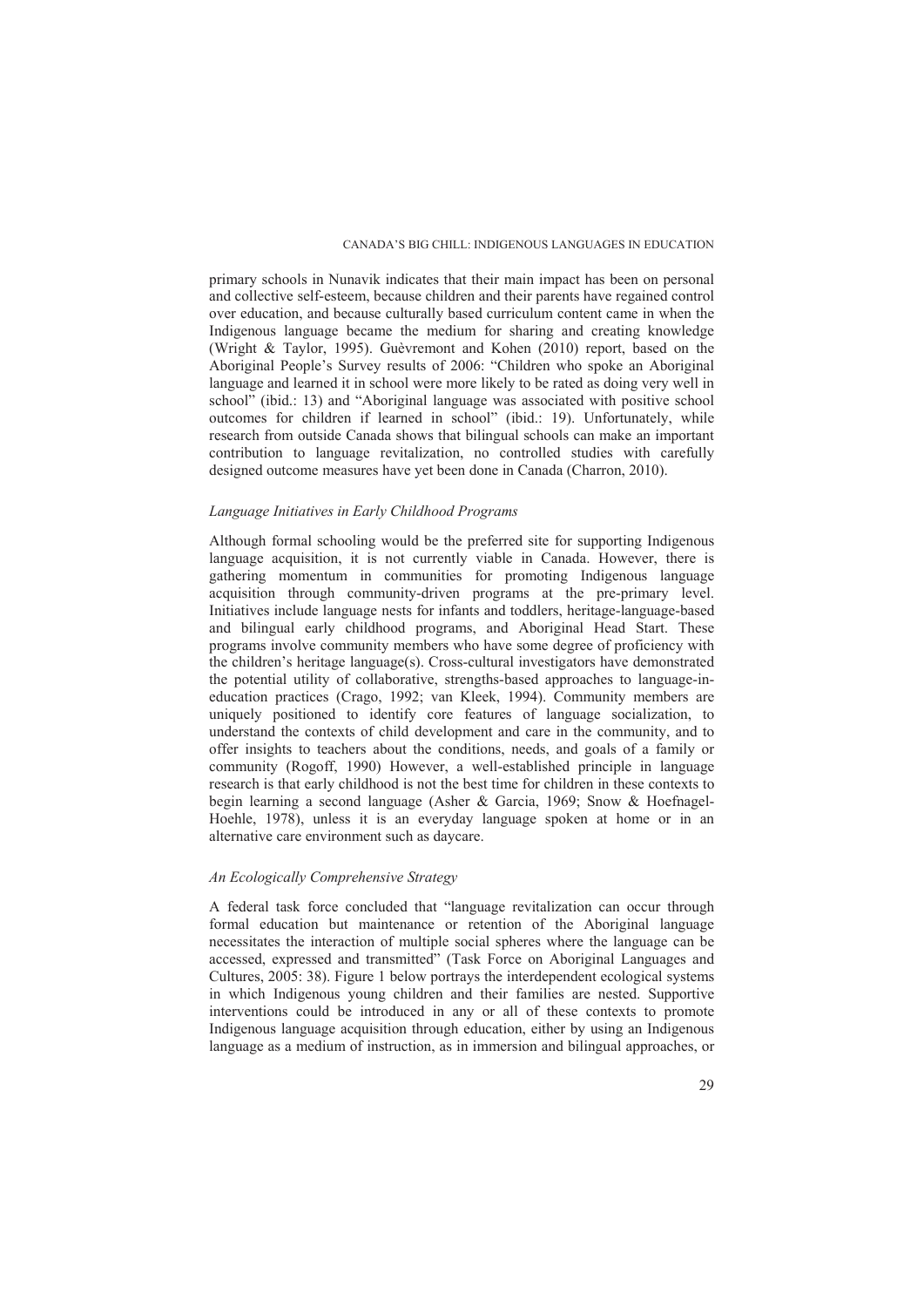primary schools in Nunavik indicates that their main impact has been on personal and collective self-esteem, because children and their parents have regained control over education, and because culturally based curriculum content came in when the Indigenous language became the medium for sharing and creating knowledge (Wright & Taylor, 1995). Guèvremont and Kohen (2010) report, based on the Aboriginal People's Survey results of 2006: "Children who spoke an Aboriginal language and learned it in school were more likely to be rated as doing very well in school" (ibid.: 13) and "Aboriginal language was associated with positive school outcomes for children if learned in school" (ibid.: 19). Unfortunately, while research from outside Canada shows that bilingual schools can make an important contribution to language revitalization, no controlled studies with carefully designed outcome measures have yet been done in Canada (Charron, 2010).

### *Language Initiatives in Early Childhood Programs*

Although formal schooling would be the preferred site for supporting Indigenous language acquisition, it is not currently viable in Canada. However, there is gathering momentum in communities for promoting Indigenous language acquisition through community-driven programs at the pre-primary level. Initiatives include language nests for infants and toddlers, heritage-language-based and bilingual early childhood programs, and Aboriginal Head Start. These programs involve community members who have some degree of proficiency with the children's heritage language(s). Cross-cultural investigators have demonstrated the potential utility of collaborative, strengths-based approaches to language-in-education practices (Crago, 1992; van Kleek, 1994). Community members are uniquely positioned to identify core features of language socialization, to understand the contexts of child development and care in the community, and to offer insights to teachers about the conditions, needs, and goals of a family or community (Rogoff, 1990) However, a well-established principle in language research is that early childhood is not the best time for children in these contexts to begin learning a second language (Asher & Garcia, 1969; Snow & Hoefnagel-Hoehle, 1978), unless it is an everyday language spoken at home or in an alternative care environment such as daycare.

### *An Ecologically Comprehensive Strategy*

A federal task force concluded that "language revitalization can occur through formal education but maintenance or retention of the Aboriginal language necessitates the interaction of multiple social spheres where the language can be accessed, expressed and transmitted" (Task Force on Aboriginal Languages and Cultures, 2005: 38). Figure 1 below portrays the interdependent ecological systems in which Indigenous young children and their families are nested. Supportive interventions could be introduced in any or all of these contexts to promote Indigenous language acquisition through education, either by using an Indigenous language as a medium of instruction, as in immersion and bilingual approaches, or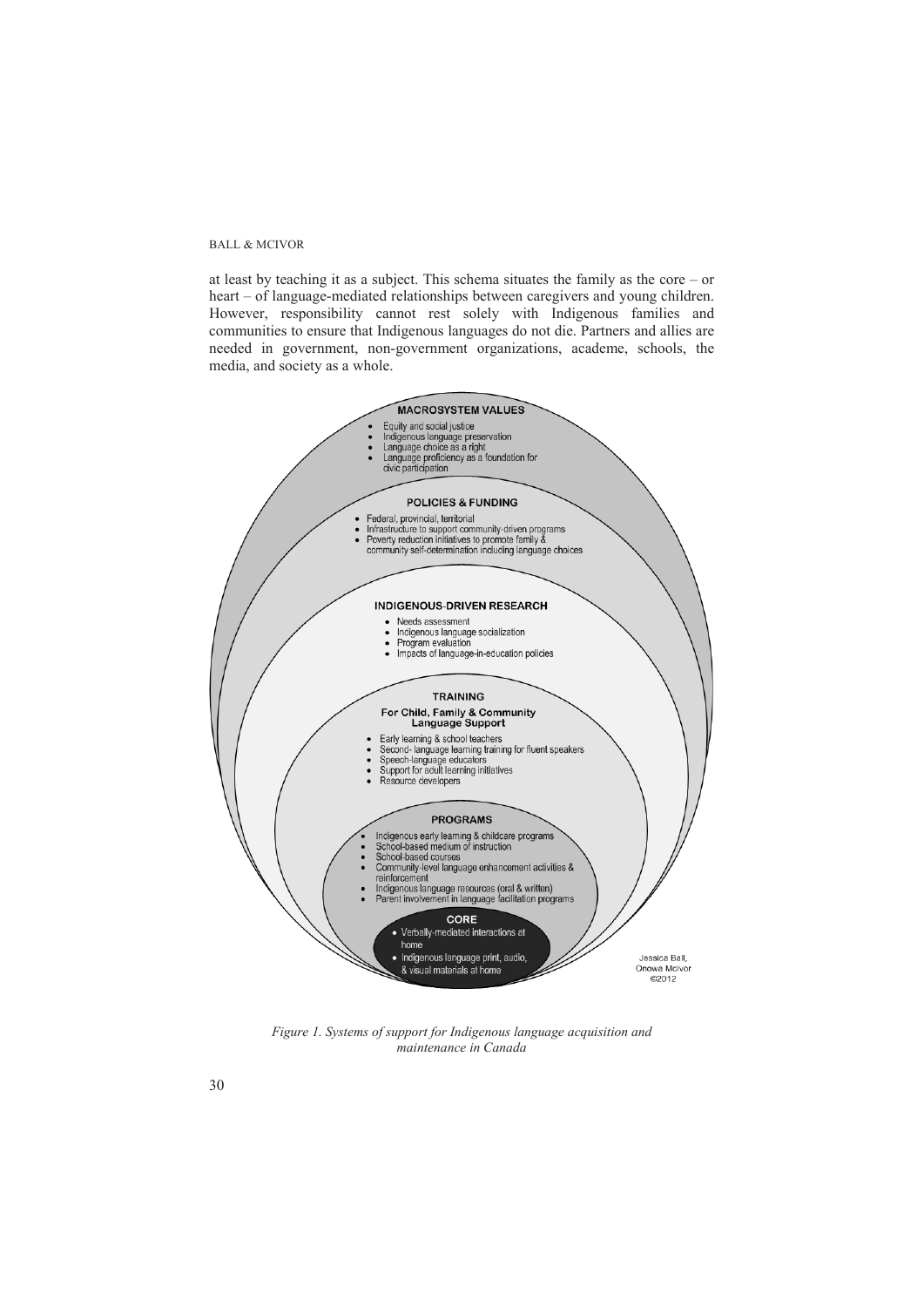at least by teaching it as a subject. This schema situates the family as the core – or heart – of language-mediated relationships between caregivers and young children. However, responsibility cannot rest solely with Indigenous families and communities to ensure that Indigenous languages do not die. Partners and allies are needed in government, non-government organizations, academe, schools, the media, and society as a whole.

**MACROSYSTEM VALUES**

- Equity and social justice
- Indigenous language preservation
- Language choice as a right
- Language proficiency as a foundation for civic participation

**POLICIES & FUNDING**

- Federal, provincial, territorial
- Infrastructure to support community-driven programs
- Poverty reduction initiatives to promote family & community self-determination including language choices

**INDIGENOUS-DRIVEN RESEARCH**

- Needs assessment
- Indigenous language socialization
- Program evaluation
- Impacts of language-in-education policies

**TRAINING**

**For Child, Family & Community Language Support**

- Early learning & school teachers
- Second- language learning training for fluent speakers
- Speech-language educators
- Support for adult learning initiatives
- Resource developers

**PROGRAMS**

- Indigenous early learning & childcare programs
- School-based medium of instruction
- School-based courses
- Community-level language enhancement activities & reinforcement
- Indigenous language resources (oral & written)
- Parent involvement in language facilitation programs

**CORE**

- Verbally-mediated interactions at home
- Indigenous language print, audio, & visual materials at home

Jessica Ball, Onowa McIvor ©2012

*Figure 1. Systems of support for Indigenous language acquisition and maintenance in Canada*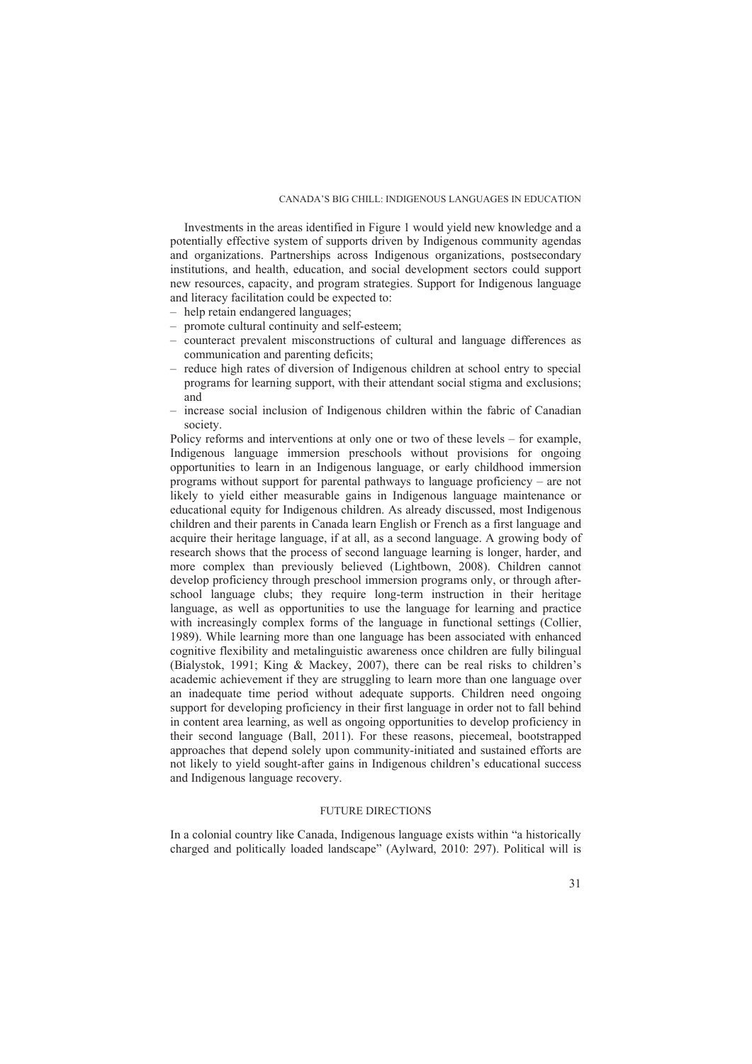Investments in the areas identified in Figure 1 would yield new knowledge and a potentially effective system of supports driven by Indigenous community agendas and organizations. Partnerships across Indigenous organizations, postsecondary institutions, and health, education, and social development sectors could support new resources, capacity, and program strategies. Support for Indigenous language and literacy facilitation could be expected to:

- help retain endangered languages;
- promote cultural continuity and self-esteem;
- counteract prevalent misconstructions of cultural and language differences as communication and parenting deficits;
- reduce high rates of diversion of Indigenous children at school entry to special programs for learning support, with their attendant social stigma and exclusions; and
- increase social inclusion of Indigenous children within the fabric of Canadian society.

Policy reforms and interventions at only one or two of these levels – for example, Indigenous language immersion preschools without provisions for ongoing opportunities to learn in an Indigenous language, or early childhood immersion programs without support for parental pathways to language proficiency – are not likely to yield either measurable gains in Indigenous language maintenance or educational equity for Indigenous children. As already discussed, most Indigenous children and their parents in Canada learn English or French as a first language and acquire their heritage language, if at all, as a second language. A growing body of research shows that the process of second language learning is longer, harder, and more complex than previously believed (Lightbown, 2008). Children cannot develop proficiency through preschool immersion programs only, or through after-school language clubs; they require long-term instruction in their heritage language, as well as opportunities to use the language for learning and practice with increasingly complex forms of the language in functional settings (Collier, 1989). While learning more than one language has been associated with enhanced cognitive flexibility and metalinguistic awareness once children are fully bilingual (Bialystok, 1991; King & Mackey, 2007), there can be real risks to children's academic achievement if they are struggling to learn more than one language over an inadequate time period without adequate supports. Children need ongoing support for developing proficiency in their first language in order not to fall behind in content area learning, as well as ongoing opportunities to develop proficiency in their second language (Ball, 2011). For these reasons, piecemeal, bootstrapped approaches that depend solely upon community-initiated and sustained efforts are not likely to yield sought-after gains in Indigenous children's educational success and Indigenous language recovery.

## FUTURE DIRECTIONS

In a colonial country like Canada, Indigenous language exists within "a historically charged and politically loaded landscape" (Aylward, 2010: 297). Political will is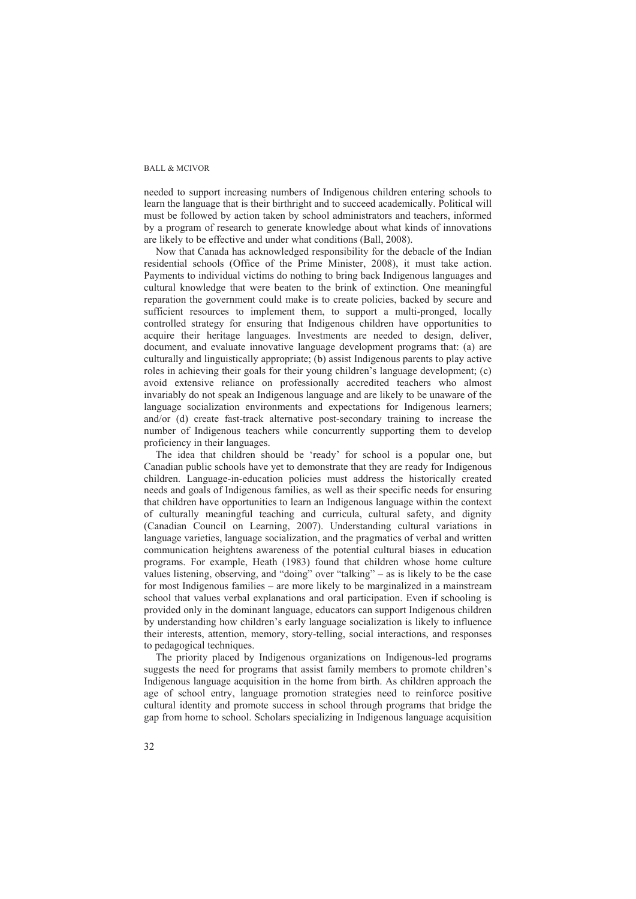needed to support increasing numbers of Indigenous children entering schools to learn the language that is their birthright and to succeed academically. Political will must be followed by action taken by school administrators and teachers, informed by a program of research to generate knowledge about what kinds of innovations are likely to be effective and under what conditions (Ball, 2008).

Now that Canada has acknowledged responsibility for the debacle of the Indian residential schools (Office of the Prime Minister, 2008), it must take action. Payments to individual victims do nothing to bring back Indigenous languages and cultural knowledge that were beaten to the brink of extinction. One meaningful reparation the government could make is to create policies, backed by secure and sufficient resources to implement them, to support a multi-pronged, locally controlled strategy for ensuring that Indigenous children have opportunities to acquire their heritage languages. Investments are needed to design, deliver, document, and evaluate innovative language development programs that: (a) are culturally and linguistically appropriate; (b) assist Indigenous parents to play active roles in achieving their goals for their young children's language development; (c) avoid extensive reliance on professionally accredited teachers who almost invariably do not speak an Indigenous language and are likely to be unaware of the language socialization environments and expectations for Indigenous learners; and/or (d) create fast-track alternative post-secondary training to increase the number of Indigenous teachers while concurrently supporting them to develop proficiency in their languages.

The idea that children should be 'ready' for school is a popular one, but Canadian public schools have yet to demonstrate that they are ready for Indigenous children. Language-in-education policies must address the historically created needs and goals of Indigenous families, as well as their specific needs for ensuring that children have opportunities to learn an Indigenous language within the context of culturally meaningful teaching and curricula, cultural safety, and dignity (Canadian Council on Learning, 2007). Understanding cultural variations in language varieties, language socialization, and the pragmatics of verbal and written communication heightens awareness of the potential cultural biases in education programs. For example, Heath (1983) found that children whose home culture values listening, observing, and "doing" over "talking" – as is likely to be the case for most Indigenous families – are more likely to be marginalized in a mainstream school that values verbal explanations and oral participation. Even if schooling is provided only in the dominant language, educators can support Indigenous children by understanding how children's early language socialization is likely to influence their interests, attention, memory, story-telling, social interactions, and responses to pedagogical techniques.

The priority placed by Indigenous organizations on Indigenous-led programs suggests the need for programs that assist family members to promote children's Indigenous language acquisition in the home from birth. As children approach the age of school entry, language promotion strategies need to reinforce positive cultural identity and promote success in school through programs that bridge the gap from home to school. Scholars specializing in Indigenous language acquisition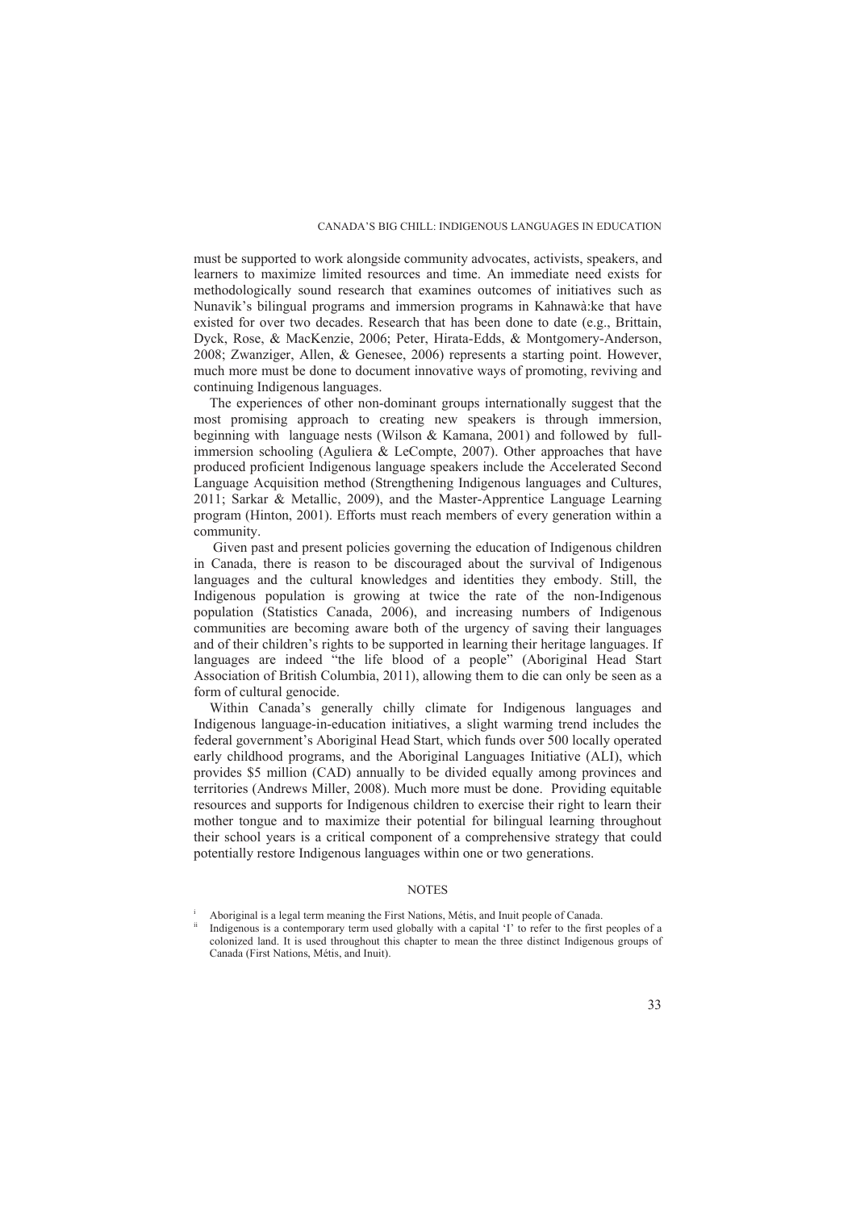must be supported to work alongside community advocates, activists, speakers, and learners to maximize limited resources and time. An immediate need exists for methodologically sound research that examines outcomes of initiatives such as Nunavik's bilingual programs and immersion programs in Kahnawà:ke that have existed for over two decades. Research that has been done to date (e.g., Brittain, Dyck, Rose, & MacKenzie, 2006; Peter, Hirata-Edds, & Montgomery-Anderson, 2008; Zwanziger, Allen, & Genesee, 2006) represents a starting point. However, much more must be done to document innovative ways of promoting, reviving and continuing Indigenous languages.

The experiences of other non-dominant groups internationally suggest that the most promising approach to creating new speakers is through immersion, beginning with language nests (Wilson & Kamana, 2001) and followed by full-immersion schooling (Aguliera & LeCompte, 2007). Other approaches that have produced proficient Indigenous language speakers include the Accelerated Second Language Acquisition method (Strengthening Indigenous languages and Cultures, 2011; Sarkar & Metallic, 2009), and the Master-Apprentice Language Learning program (Hinton, 2001). Efforts must reach members of every generation within a community.

Given past and present policies governing the education of Indigenous children in Canada, there is reason to be discouraged about the survival of Indigenous languages and the cultural knowledges and identities they embody. Still, the Indigenous population is growing at twice the rate of the non-Indigenous population (Statistics Canada, 2006), and increasing numbers of Indigenous communities are becoming aware both of the urgency of saving their languages and of their children's rights to be supported in learning their heritage languages. If languages are indeed "the life blood of a people" (Aboriginal Head Start Association of British Columbia, 2011), allowing them to die can only be seen as a form of cultural genocide.

Within Canada's generally chilly climate for Indigenous languages and Indigenous language-in-education initiatives, a slight warming trend includes the federal government's Aboriginal Head Start, which funds over 500 locally operated early childhood programs, and the Aboriginal Languages Initiative (ALI), which provides $5 million (CAD) annually to be divided equally among provinces and territories (Andrews Miller, 2008). Much more must be done. Providing equitable resources and supports for Indigenous children to exercise their right to learn their mother tongue and to maximize their potential for bilingual learning throughout their school years is a critical component of a comprehensive strategy that could potentially restore Indigenous languages within one or two generations.

## NOTES

[i] Aboriginal is a legal term meaning the First Nations, Métis, and Inuit people of Canada.

[ii] Indigenous is a contemporary term used globally with a capital 'I' to refer to the first peoples of a colonized land. It is used throughout this chapter to mean the three distinct Indigenous groups of Canada (First Nations, Métis, and Inuit).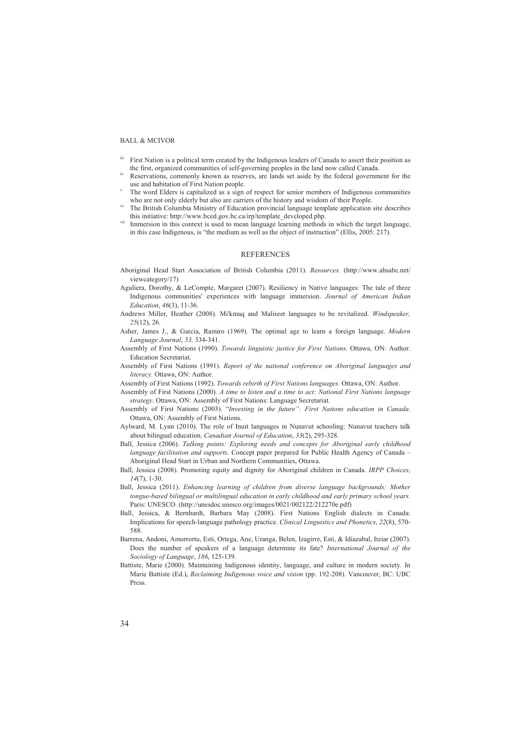[iii] First Nation is a political term created by the Indigenous leaders of Canada to assert their position as the first, organized communities of self-governing peoples in the land now called Canada.

[iv] Reservations, commonly known as reserves, are lands set aside by the federal government for the use and habitation of First Nation people.

[v] The word Elders is capitalized as a sign of respect for senior members of Indigenous communities who are not only elderly but also are carriers of the history and wisdom of their People.

[vi] The British Columbia Ministry of Education provincial language template application site describes this initiative: http://www.bced.gov.bc.ca/irp/template_developed.php.

[vii] Immersion in this context is used to mean language learning methods in which the target language, in this case Indigenous, is "the medium as well as the object of instruction" (Ellis, 2005: 217).

## REFERENCES

Aboriginal Head Start Association of British Columbia (2011). *Resources.* (http://www.ahsabc.net/viewcategory/17)

Aguliera, Dorothy, & LeCompte, Margaret (2007). Resiliency in Native languages: The tale of three Indigenous communities' experiences with language immersion. *Journal of American Indian Education*, *46*(3), 11-36.

Andrews Miller, Heather (2008). Mi'kmaq and Maliseet languages to be revitalized. *Windspeaker, 25*(12), 26.

Asher, James J., & Garcia, Ramiro (1969). The optimal age to learn a foreign language. *Modern Language Journal*, *53,* 334-341.

Assembly of First Nations (1990). *Towards linguistic justice for First Nations*. Ottawa, ON: Author. Education Secretariat.

Assembly of First Nations (1991). *Report of the national conference on Aboriginal languages and literacy.* Ottawa, ON: Author.

Assembly of First Nations (1992). *Towards rebirth of First Nations languages.* Ottawa, ON: Author.

Assembly of First Nations (2000). *A time to listen and a time to act: National First Nations language strategy*. Ottawa, ON: Assembly of First Nations: Language Secretariat.

Assembly of First Nations (2003). "*Investing in the future": First Nations education in Canada*. Ottawa, ON: Assembly of First Nations.

Aylward, M. Lynn (2010). The role of Inuit languages in Nunavut schooling: Nunavut teachers talk about bilingual education. *Canadian Journal of Education*, *33*(2), 295-328.

Ball, Jessica (2006). *Talking points: Exploring needs and concepts for Aboriginal early childhood language facilitation and supports.* Concept paper prepared for Public Health Agency of Canada – Aboriginal Head Start in Urban and Northern Communities, Ottawa.

Ball, Jessica (2008). Promoting equity and dignity for Aboriginal children in Canada. *IRPP Choices*, *14*(7), 1-30.

Ball, Jessica (2011). *Enhancing learning of children from diverse language backgrounds: Mother tongue-based bilingual or multilingual education in early childhood and early primary school years.* Paris: UNESCO. (http://unesdoc.unesco.org/images/0021/002122/212270e.pdf)

Ball, Jessica, & Bernhardt, Barbara May (2008). First Nations English dialects in Canada: Implications for speech-language pathology practice. *Clinical Linguistics and Phonetics*, *22*(8), 570-588.

Barrena, Andoni, Amorrortu, Esti, Ortega, Ane, Uranga, Belen, Izagirre, Esti, & Idiazabal, Itziar (2007). Does the number of speakers of a language determine its fate? *International Journal of the Sociology of Language*, *186*, 125-139.

Battiste, Marie (2000). Maintaining Indigenous identity, language, and culture in modern society. In Marie Battiste (Ed.), *Reclaiming Indigenous voice and vision* (pp. 192-208). Vancouver, BC: UBC Press.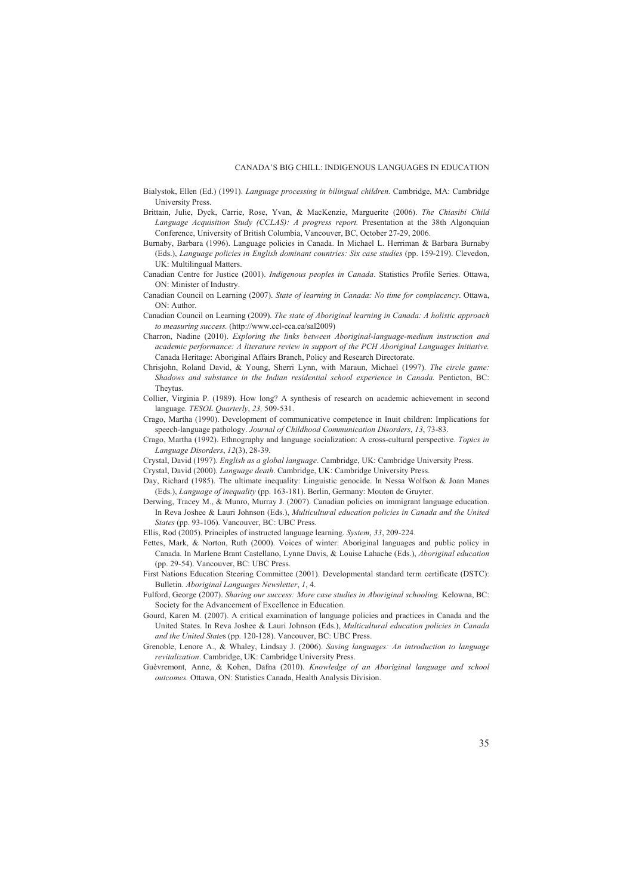Bialystok, Ellen (Ed.) (1991). *Language processing in bilingual children.* Cambridge, MA: Cambridge University Press.

Brittain, Julie, Dyck, Carrie, Rose, Yvan, & MacKenzie, Marguerite (2006). *The Chiasibi Child Language Acquisition Study (CCLAS): A progress report.* Presentation at the 38th Algonquian Conference, University of British Columbia, Vancouver, BC, October 27-29, 2006.

Burnaby, Barbara (1996). Language policies in Canada. In Michael L. Herriman & Barbara Burnaby (Eds.), *Language policies in English dominant countries: Six case studies* (pp. 159-219). Clevedon, UK: Multilingual Matters.

Canadian Centre for Justice (2001). *Indigenous peoples in Canada*. Statistics Profile Series. Ottawa, ON: Minister of Industry.

Canadian Council on Learning (2007). *State of learning in Canada: No time for complacency*. Ottawa, ON: Author.

Canadian Council on Learning (2009). *The state of Aboriginal learning in Canada: A holistic approach to measuring success.* (http://www.ccl-cca.ca/sal2009)

Charron, Nadine (2010). *Exploring the links between Aboriginal-language-medium instruction and academic performance: A literature review in support of the PCH Aboriginal Languages Initiative.* Canada Heritage: Aboriginal Affairs Branch, Policy and Research Directorate.

Chrisjohn, Roland David, & Young, Sherri Lynn, with Maraun, Michael (1997). *The circle game: Shadows and substance in the Indian residential school experience in Canada.* Penticton, BC: Theytus.

Collier, Virginia P. (1989). How long? A synthesis of research on academic achievement in second language. *TESOL Quarterly*, *23,* 509-531.

Crago, Martha (1990). Development of communicative competence in Inuit children: Implications for speech-language pathology. *Journal of Childhood Communication Disorders*, *13*, 73-83.

Crago, Martha (1992). Ethnography and language socialization: A cross-cultural perspective. *Topics in Language Disorders*, *12*(3), 28-39.

Crystal, David (1997). *English as a global language*. Cambridge, UK: Cambridge University Press.

Crystal, David (2000). *Language death*. Cambridge, UK: Cambridge University Press.

Day, Richard (1985). The ultimate inequality: Linguistic genocide. In Nessa Wolfson & Joan Manes (Eds.), *Language of inequality* (pp. 163-181). Berlin, Germany: Mouton de Gruyter.

Derwing, Tracey M., & Munro, Murray J. (2007). Canadian policies on immigrant language education. In Reva Joshee & Lauri Johnson (Eds.), *Multicultural education policies in Canada and the United States* (pp. 93-106). Vancouver, BC: UBC Press.

Ellis, Rod (2005). Principles of instructed language learning. *System*, *33*, 209-224.

Fettes, Mark, & Norton, Ruth (2000). Voices of winter: Aboriginal languages and public policy in Canada. In Marlene Brant Castellano, Lynne Davis, & Louise Lahache (Eds.), *Aboriginal education* (pp. 29-54). Vancouver, BC: UBC Press.

First Nations Education Steering Committee (2001). Developmental standard term certificate (DSTC): Bulletin. *Aboriginal Languages Newsletter*, *1*, 4.

Fulford, George (2007). *Sharing our success: More case studies in Aboriginal schooling.* Kelowna, BC: Society for the Advancement of Excellence in Education.

Gourd, Karen M. (2007). A critical examination of language policies and practices in Canada and the United States. In Reva Joshee & Lauri Johnson (Eds.), *Multicultural education policies in Canada and the United States* (pp. 120-128). Vancouver, BC: UBC Press.

Grenoble, Lenore A., & Whaley, Lindsay J. (2006). *Saving languages: An introduction to language revitalization*. Cambridge, UK: Cambridge University Press.

Guèvremont, Anne, & Kohen, Dafna (2010). *Knowledge of an Aboriginal language and school outcomes.* Ottawa, ON: Statistics Canada, Health Analysis Division.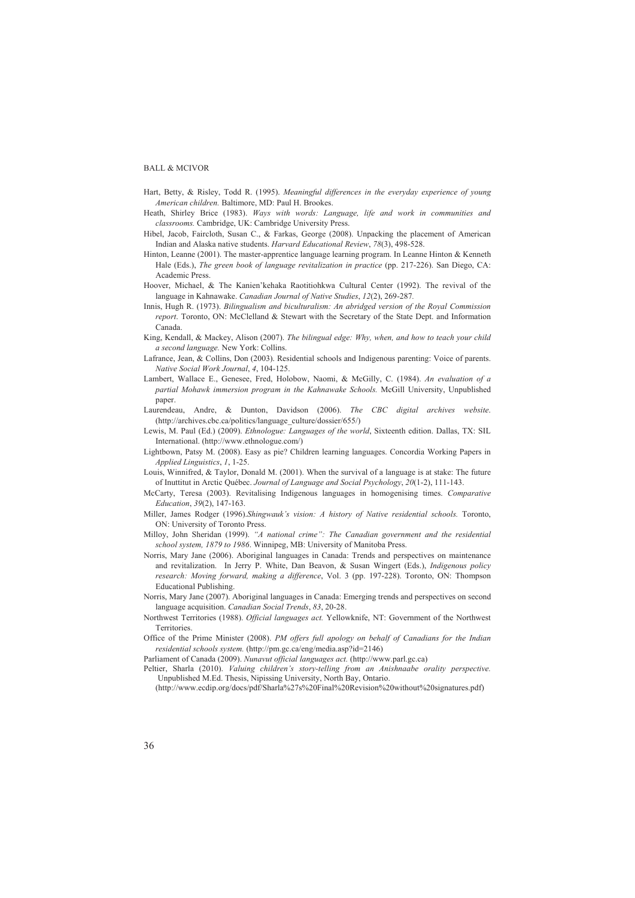Hart, Betty, & Risley, Todd R. (1995). *Meaningful differences in the everyday experience of young American children.* Baltimore, MD: Paul H. Brookes.

Heath, Shirley Brice (1983). *Ways with words: Language, life and work in communities and classrooms.* Cambridge, UK: Cambridge University Press.

Hibel, Jacob, Faircloth, Susan C., & Farkas, George (2008). Unpacking the placement of American Indian and Alaska native students. *Harvard Educational Review*, *78*(3), 498-528.

Hinton, Leanne (2001). The master-apprentice language learning program. In Leanne Hinton & Kenneth Hale (Eds.), *The green book of language revitalization in practice* (pp. 217-226). San Diego, CA: Academic Press.

Hoover, Michael, & The Kanien'kehaka Raotitiohkwa Cultural Center (1992). The revival of the language in Kahnawake. *Canadian Journal of Native Studies*, *12*(2), 269-287.

Innis, Hugh R. (1973). *Bilingualism and biculturalism: An abridged version of the Royal Commission report*. Toronto, ON: McClelland & Stewart with the Secretary of the State Dept. and Information Canada.

King, Kendall, & Mackey, Alison (2007). *The bilingual edge: Why, when, and how to teach your child a second language.* New York: Collins.

Lafrance, Jean, & Collins, Don (2003). Residential schools and Indigenous parenting: Voice of parents. *Native Social Work Journal*, *4*, 104-125.

Lambert, Wallace E., Genesee, Fred, Holobow, Naomi, & McGilly, C. (1984). *An evaluation of a partial Mohawk immersion program in the Kahnawake Schools.* McGill University, Unpublished paper.

Laurendeau, Andre, & Dunton, Davidson (2006). *The CBC digital archives website*. (http://archives.cbc.ca/politics/language_culture/dossier/655/)

Lewis, M. Paul (Ed.) (2009). *Ethnologue: Languages of the world*, Sixteenth edition. Dallas, TX: SIL International. (http://www.ethnologue.com/)

Lightbown, Patsy M. (2008). Easy as pie? Children learning languages. Concordia Working Papers in *Applied Linguistics*, *1*, 1-25.

Louis, Winnifred, & Taylor, Donald M. (2001). When the survival of a language is at stake: The future of Inuttitut in Arctic Québec. *Journal of Language and Social Psychology*, *20*(1-2), 111-143.

McCarty, Teresa (2003). Revitalising Indigenous languages in homogenising times. *Comparative Education*, *39*(2), 147-163.

Miller, James Rodger (1996).*Shingwauk's vision: A history of Native residential schools.* Toronto, ON: University of Toronto Press.

Milloy, John Sheridan (1999). *"A national crime": The Canadian government and the residential school system, 1879 to 1986*. Winnipeg, MB: University of Manitoba Press.

Norris, Mary Jane (2006). Aboriginal languages in Canada: Trends and perspectives on maintenance and revitalization. In Jerry P. White, Dan Beavon, & Susan Wingert (Eds.), *Indigenous policy research: Moving forward, making a difference*, Vol. 3 (pp. 197-228). Toronto, ON: Thompson Educational Publishing.

Norris, Mary Jane (2007). Aboriginal languages in Canada: Emerging trends and perspectives on second language acquisition. *Canadian Social Trends*, *83*, 20-28.

Northwest Territories (1988). *Official languages act.* Yellowknife, NT: Government of the Northwest Territories.

Office of the Prime Minister (2008). *PM offers full apology on behalf of Canadians for the Indian residential schools system.* (http://pm.gc.ca/eng/media.asp?id=2146)

Parliament of Canada (2009). *Nunavut official languages act.* (http://www.parl.gc.ca)

Peltier, Sharla (2010). *Valuing children's story-telling from an Anishnaabe orality perspective.* Unpublished M.Ed. Thesis, Nipissing University, North Bay, Ontario. (http://www.ecdip.org/docs/pdf/Sharla%27s%20Final%20Revision%20without%20signatures.pdf)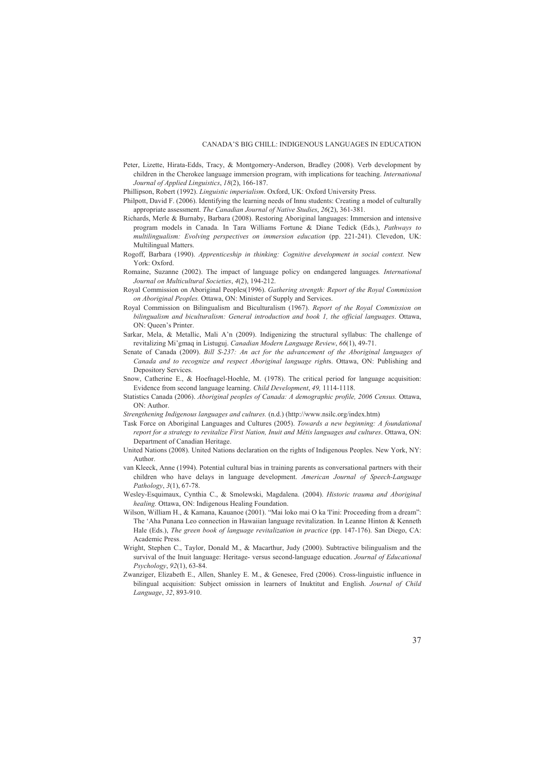Peter, Lizette, Hirata-Edds, Tracy, & Montgomery-Anderson, Bradley (2008). Verb development by children in the Cherokee language immersion program, with implications for teaching. *International Journal of Applied Linguistics*, *18*(2), 166-187.

Phillipson, Robert (1992). *Linguistic imperialism*. Oxford, UK: Oxford University Press.

Philpott, David F. (2006). Identifying the learning needs of Innu students: Creating a model of culturally appropriate assessment. *The Canadian Journal of Native Studies*, *26*(2), 361-381.

Richards, Merle & Burnaby, Barbara (2008). Restoring Aboriginal languages: Immersion and intensive program models in Canada. In Tara Williams Fortune & Diane Tedick (Eds.), *Pathways to multilingualism: Evolving perspectives on immersion education* (pp. 221-241). Clevedon, UK: Multilingual Matters.

Rogoff, Barbara (1990). *Apprenticeship in thinking: Cognitive development in social context.* New York: Oxford.

Romaine, Suzanne (2002). The impact of language policy on endangered languages*. International Journal on Multicultural Societies*, *4*(2), 194-212.

Royal Commission on Aboriginal Peoples(1996). *Gathering strength: Report of the Royal Commission on Aboriginal Peoples.* Ottawa, ON: Minister of Supply and Services.

Royal Commission on Bilingualism and Biculturalism (1967). *Report of the Royal Commission on bilingualism and biculturalism: General introduction and book 1, the official languages*. Ottawa, ON: Queen's Printer.

Sarkar, Mela, & Metallic, Mali A'n (2009). Indigenizing the structural syllabus: The challenge of revitalizing Mi'gmaq in Listuguj. *Canadian Modern Language Review*, *66*(1), 49-71.

Senate of Canada (2009). *Bill S-237: An act for the advancement of the Aboriginal languages of Canada and to recognize and respect Aboriginal language right*s. Ottawa, ON: Publishing and Depository Services.

Snow, Catherine E., & Hoefnagel-Hoehle, M. (1978). The critical period for language acquisition: Evidence from second language learning. *Child Development*, *49,* 1114-1118.

Statistics Canada (2006). *Aboriginal peoples of Canada: A demographic profile, 2006 Census.* Ottawa, ON: Author.

*Strengthening Indigenous languages and cultures.* (n.d.) (http://www.nsilc.org/index.htm)

Task Force on Aboriginal Languages and Cultures (2005). *Towards a new beginning: A foundational report for a strategy to revitalize First Nation, Inuit and Métis languages and cultures*. Ottawa, ON: Department of Canadian Heritage.

United Nations (2008). United Nations declaration on the rights of Indigenous Peoples. New York, NY: Author.

van Kleeck, Anne (1994). Potential cultural bias in training parents as conversational partners with their children who have delays in language development. *American Journal of Speech-Language Pathology*, *3*(1), 67-78.

Wesley-Esquimaux, Cynthia C., & Smolewski, Magdalena. (2004). *Historic trauma and Aboriginal healing.* Ottawa, ON: Indigenous Healing Foundation.

Wilson, William H., & Kamana, Kauanoe (2001). "Mai loko mai O ka 'I'ini: Proceeding from a dream": The 'Aha Punana Leo connection in Hawaiian language revitalization. In Leanne Hinton & Kenneth Hale (Eds.), *The green book of language revitalization in practice* (pp. 147-176). San Diego, CA: Academic Press.

Wright, Stephen C., Taylor, Donald M., & Macarthur, Judy (2000). Subtractive bilingualism and the survival of the Inuit language: Heritage- versus second-language education. *Journal of Educational Psychology*, *92*(1), 63-84.

Zwanziger, Elizabeth E., Allen, Shanley E. M., & Genesee, Fred (2006). Cross-linguistic influence in bilingual acquisition: Subject omission in learners of Inuktitut and English. *Journal of Child Language*, *32*, 893-910.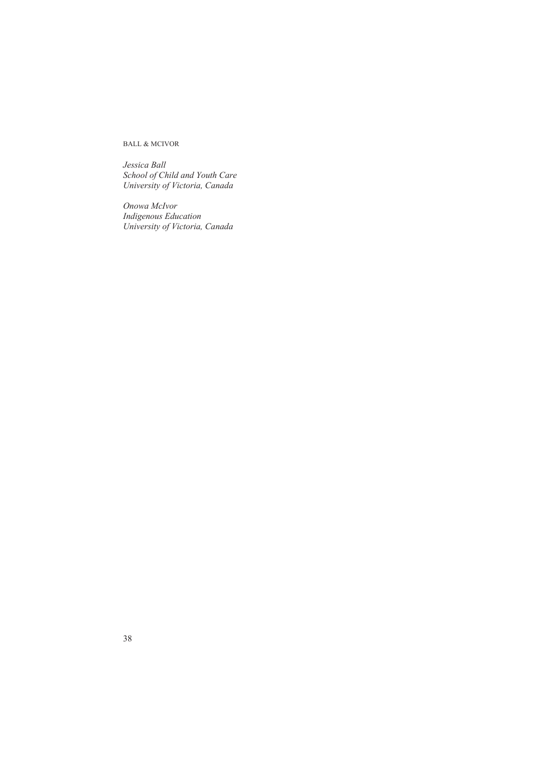*Jessica Ball*
*School of Child and Youth Care*
*University of Victoria, Canada*

*Onowa McIvor*
*Indigenous Education*
*University of Victoria, Canada*